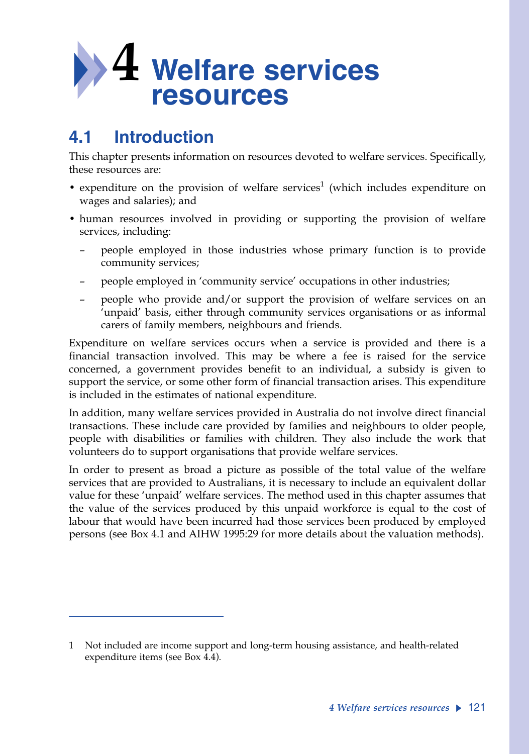# 4 Welfare services resources

## 4.1 Introduction

This chapter presents information on resources devoted to welfare services. Specifically, these resources are:

- expenditure on the provision of welfare services[1] (which includes expenditure on wages and salaries); and
- human resources involved in providing or supporting the provision of welfare services, including:
  - people employed in those industries whose primary function is to provide community services;
  - people employed in 'community service' occupations in other industries;
  - people who provide and/or support the provision of welfare services on an 'unpaid' basis, either through community services organisations or as informal carers of family members, neighbours and friends.

Expenditure on welfare services occurs when a service is provided and there is a financial transaction involved. This may be where a fee is raised for the service concerned, a government provides benefit to an individual, a subsidy is given to support the service, or some other form of financial transaction arises. This expenditure is included in the estimates of national expenditure.

In addition, many welfare services provided in Australia do not involve direct financial transactions. These include care provided by families and neighbours to older people, people with disabilities or families with children. They also include the work that volunteers do to support organisations that provide welfare services.

In order to present as broad a picture as possible of the total value of the welfare services that are provided to Australians, it is necessary to include an equivalent dollar value for these 'unpaid' welfare services. The method used in this chapter assumes that the value of the services produced by this unpaid workforce is equal to the cost of labour that would have been incurred had those services been produced by employed persons (see Box 4.1 and AIHW 1995:29 for more details about the valuation methods).

---

1 Not included are income support and long-term housing assistance, and health-related expenditure items (see Box 4.4).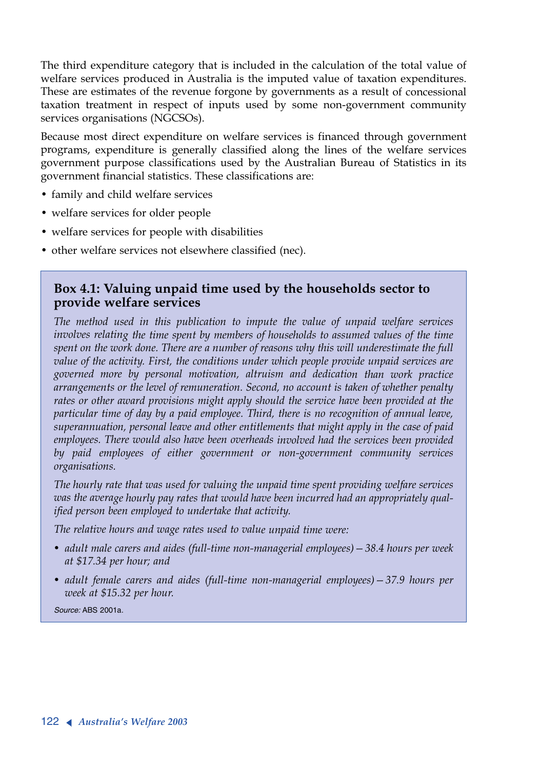The third expenditure category that is included in the calculation of the total value of welfare services produced in Australia is the imputed value of taxation expenditures. These are estimates of the revenue forgone by governments as a result of concessional taxation treatment in respect of inputs used by some non-government community services organisations (NGCSOs).

Because most direct expenditure on welfare services is financed through government programs, expenditure is generally classified along the lines of the welfare services government purpose classifications used by the Australian Bureau of Statistics in its government financial statistics. These classifications are:

- family and child welfare services
- welfare services for older people
- welfare services for people with disabilities
- other welfare services not elsewhere classified (nec).

### Box 4.1: Valuing unpaid time used by the households sector to provide welfare services

*The method used in this publication to impute the value of unpaid welfare services involves relating the time spent by members of households to assumed values of the time spent on the work done. There are a number of reasons why this will underestimate the full value of the activity. First, the conditions under which people provide unpaid services are governed more by personal motivation, altruism and dedication than work practice arrangements or the level of remuneration. Second, no account is taken of whether penalty rates or other award provisions might apply should the service have been provided at the particular time of day by a paid employee. Third, there is no recognition of annual leave, superannuation, personal leave and other entitlements that might apply in the case of paid employees. There would also have been overheads involved had the services been provided by paid employees of either government or non-government community services organisations.*

*The hourly rate that was used for valuing the unpaid time spent providing welfare services was the average hourly pay rates that would have been incurred had an appropriately qualified person been employed to undertake that activity.*

*The relative hours and wage rates used to value unpaid time were:*

- *adult male carers and aides (full-time non-managerial employees) – 38.4 hours per week at $17.34 per hour; and*
- *adult female carers and aides (full-time non-managerial employees) – 37.9 hours per week at $15.32 per hour.*

*Source:* ABS 2001a.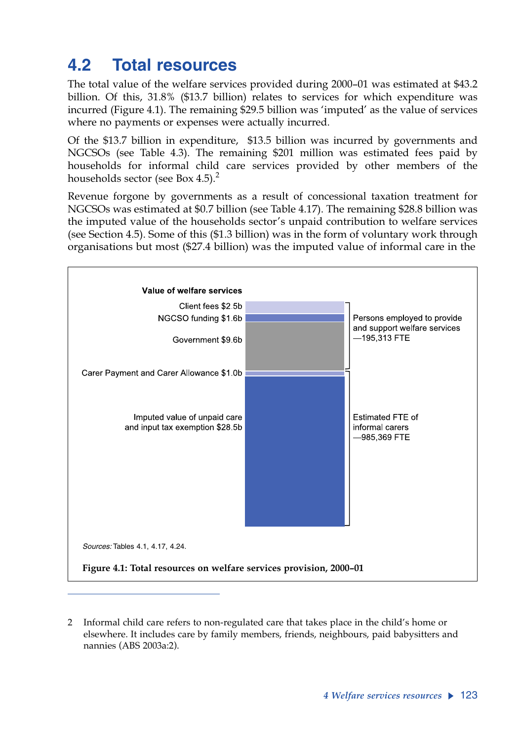## 4.2 Total resources

The total value of the welfare services provided during 2000–01 was estimated at $43.2 billion. Of this, 31.8% ($13.7 billion) relates to services for which expenditure was incurred (Figure 4.1). The remaining $29.5 billion was 'imputed' as the value of services where no payments or expenses were actually incurred.

Of the $13.7 billion in expenditure, $13.5 billion was incurred by governments and NGCSOs (see Table 4.3). The remaining $201 million was estimated fees paid by households for informal child care services provided by other members of the households sector (see Box 4.5).[2]

Revenue forgone by governments as a result of concessional taxation treatment for NGCSOs was estimated at $0.7 billion (see Table 4.17). The remaining $28.8 billion was the imputed value of the households sector's unpaid contribution to welfare services (see Section 4.5). Some of this ($1.3 billion) was in the form of voluntary work through organisations but most ($27.4 billion) was the imputed value of informal care in the

**Value of welfare services**

| Component | Value | Workforce |
|---|---|---|
| Client fees | $2.5b | Persons employed to provide and support welfare services—195,313 FTE |
| NGCSO funding | $1.6b | |
| Government | $9.6b | |
| Carer Payment and Carer Allowance | $1.0b | Estimated FTE of informal carers—985,369 FTE |
| Imputed value of unpaid care and input tax exemption | $28.5b | |

*Sources:* Tables 4.1, 4.17, 4.24.

**Figure 4.1: Total resources on welfare services provision, 2000–01**

---

2 Informal child care refers to non-regulated care that takes place in the child's home or elsewhere. It includes care by family members, friends, neighbours, paid babysitters and nannies (ABS 2003a:2).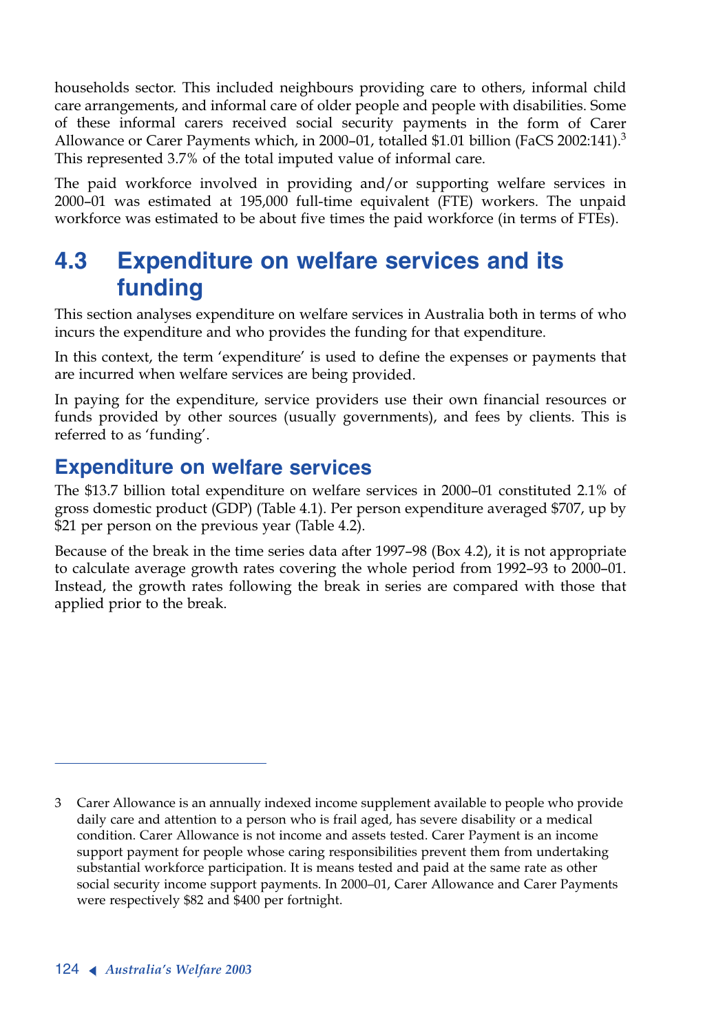households sector. This included neighbours providing care to others, informal child care arrangements, and informal care of older people and people with disabilities. Some of these informal carers received social security payments in the form of Carer Allowance or Carer Payments which, in 2000–01, totalled $1.01 billion (FaCS 2002:141).[3] This represented 3.7% of the total imputed value of informal care.

The paid workforce involved in providing and/or supporting welfare services in 2000–01 was estimated at 195,000 full-time equivalent (FTE) workers. The unpaid workforce was estimated to be about five times the paid workforce (in terms of FTEs).

## 4.3 Expenditure on welfare services and its funding

This section analyses expenditure on welfare services in Australia both in terms of who incurs the expenditure and who provides the funding for that expenditure.

In this context, the term 'expenditure' is used to define the expenses or payments that are incurred when welfare services are being provided.

In paying for the expenditure, service providers use their own financial resources or funds provided by other sources (usually governments), and fees by clients. This is referred to as 'funding'.

### Expenditure on welfare services

The $13.7 billion total expenditure on welfare services in 2000–01 constituted 2.1% of gross domestic product (GDP) (Table 4.1). Per person expenditure averaged $707, up by $21 per person on the previous year (Table 4.2).

Because of the break in the time series data after 1997–98 (Box 4.2), it is not appropriate to calculate average growth rates covering the whole period from 1992–93 to 2000–01. Instead, the growth rates following the break in series are compared with those that applied prior to the break.

---

3 Carer Allowance is an annually indexed income supplement available to people who provide daily care and attention to a person who is frail aged, has severe disability or a medical condition. Carer Allowance is not income and assets tested. Carer Payment is an income support payment for people whose caring responsibilities prevent them from undertaking substantial workforce participation. It is means tested and paid at the same rate as other social security income support payments. In 2000–01, Carer Allowance and Carer Payments were respectively $82 and $400 per fortnight.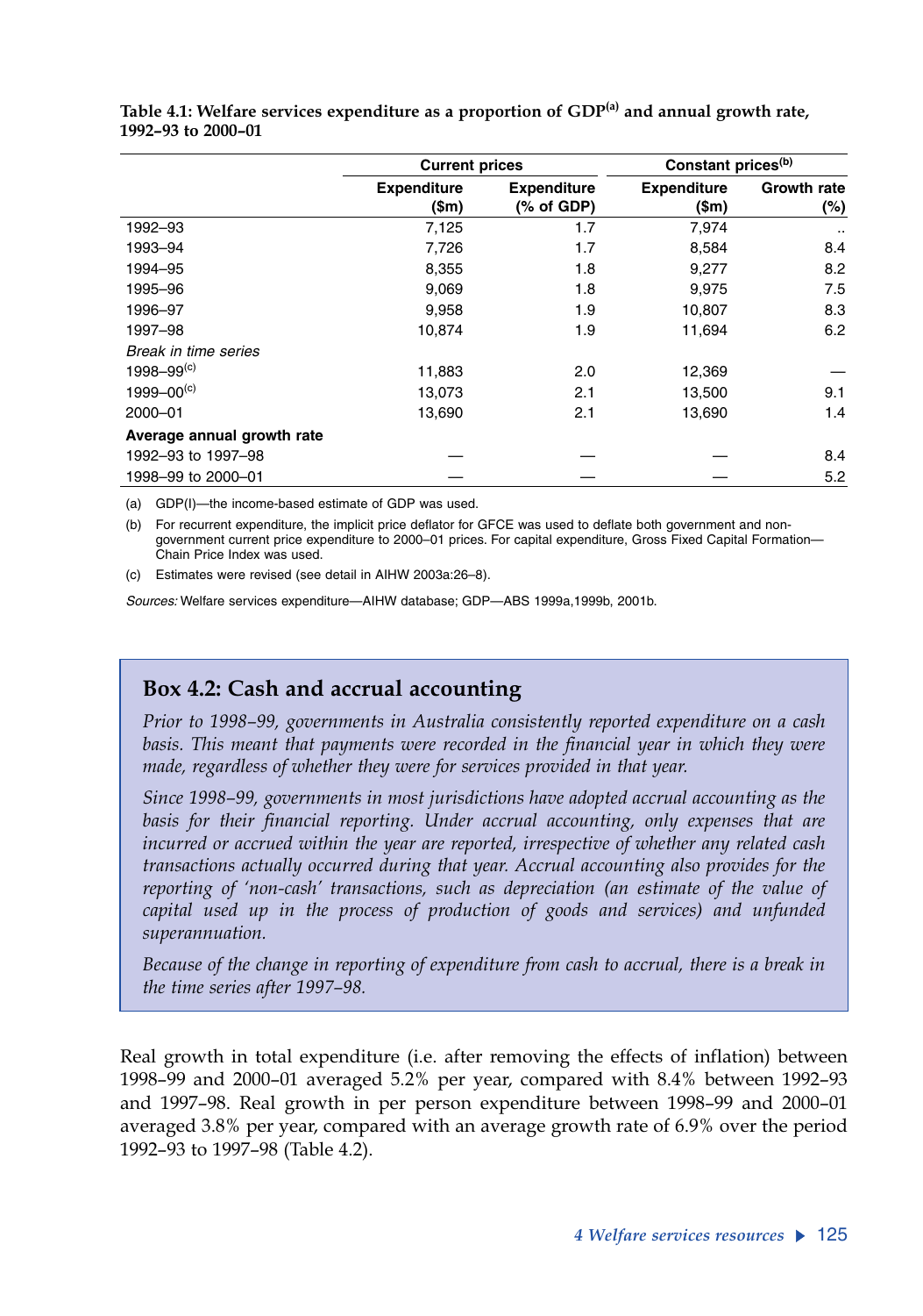**Table 4.1: Welfare services expenditure as a proportion of GDP[(a)] and annual growth rate, 1992–93 to 2000–01**

| | Current prices | | Constant prices[(b)] | |
|---|---|---|---|---|
| | Expenditure ($m) | Expenditure (% of GDP) | Expenditure ($m) | Growth rate (%) |
| 1992–93 | 7,125 | 1.7 | 7,974 | .. |
| 1993–94 | 7,726 | 1.7 | 8,584 | 8.4 |
| 1994–95 | 8,355 | 1.8 | 9,277 | 8.2 |
| 1995–96 | 9,069 | 1.8 | 9,975 | 7.5 |
| 1996–97 | 9,958 | 1.9 | 10,807 | 8.3 |
| 1997–98 | 10,874 | 1.9 | 11,694 | 6.2 |
| *Break in time series* | | | | |
| 1998–99[(c)] | 11,883 | 2.0 | 12,369 | — |
| 1999–00[(c)] | 13,073 | 2.1 | 13,500 | 9.1 |
| 2000–01 | 13,690 | 2.1 | 13,690 | 1.4 |
| **Average annual growth rate** | | | | |
| 1992–93 to 1997–98 | — | — | — | 8.4 |
| 1998–99 to 2000–01 | — | — | — | 5.2 |

(a) GDP(I)—the income-based estimate of GDP was used.

(b) For recurrent expenditure, the implicit price deflator for GFCE was used to deflate both government and non-government current price expenditure to 2000–01 prices. For capital expenditure, Gross Fixed Capital Formation—Chain Price Index was used.

(c) Estimates were revised (see detail in AIHW 2003a:26–8).

*Sources:* Welfare services expenditure—AIHW database; GDP—ABS 1999a,1999b, 2001b.

## Box 4.2: Cash and accrual accounting

*Prior to 1998–99, governments in Australia consistently reported expenditure on a cash basis. This meant that payments were recorded in the financial year in which they were made, regardless of whether they were for services provided in that year.*

*Since 1998–99, governments in most jurisdictions have adopted accrual accounting as the basis for their financial reporting. Under accrual accounting, only expenses that are incurred or accrued within the year are reported, irrespective of whether any related cash transactions actually occurred during that year. Accrual accounting also provides for the reporting of 'non-cash' transactions, such as depreciation (an estimate of the value of capital used up in the process of production of goods and services) and unfunded superannuation.*

*Because of the change in reporting of expenditure from cash to accrual, there is a break in the time series after 1997–98.*

Real growth in total expenditure (i.e. after removing the effects of inflation) between 1998–99 and 2000–01 averaged 5.2% per year, compared with 8.4% between 1992–93 and 1997–98. Real growth in per person expenditure between 1998–99 and 2000–01 averaged 3.8% per year, compared with an average growth rate of 6.9% over the period 1992–93 to 1997–98 (Table 4.2).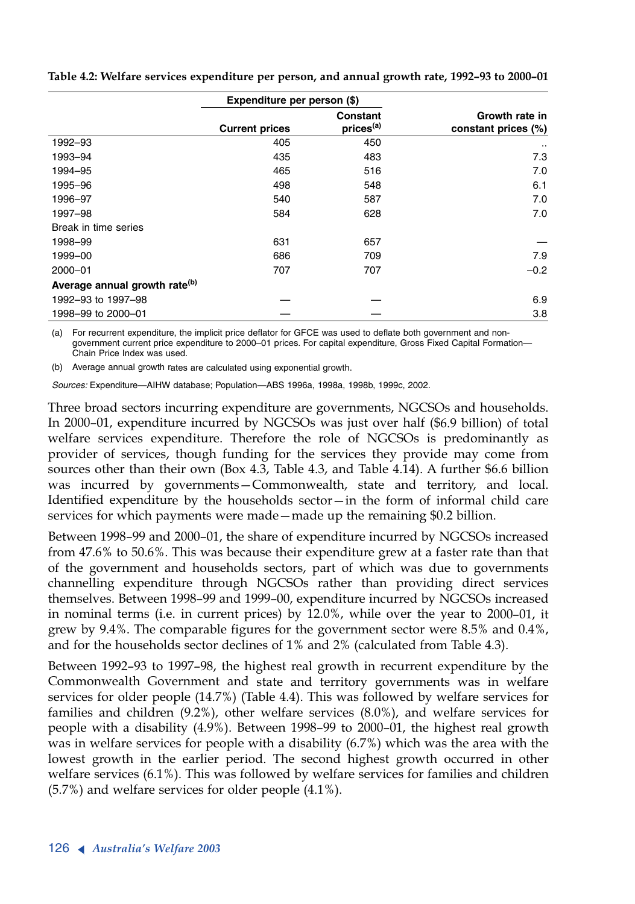**Table 4.2: Welfare services expenditure per person, and annual growth rate, 1992–93 to 2000–01**

| | Expenditure per person ($) | | |
|---|---|---|---|
| | Current prices | Constant prices[(a)] | Growth rate in constant prices (%) |
| 1992–93 | 405 | 450 | .. |
| 1993–94 | 435 | 483 | 7.3 |
| 1994–95 | 465 | 516 | 7.0 |
| 1995–96 | 498 | 548 | 6.1 |
| 1996–97 | 540 | 587 | 7.0 |
| 1997–98 | 584 | 628 | 7.0 |
| Break in time series | | | |
| 1998–99 | 631 | 657 | — |
| 1999–00 | 686 | 709 | 7.9 |
| 2000–01 | 707 | 707 | –0.2 |
| **Average annual growth rate[(b)]** | | | |
| 1992–93 to 1997–98 | — | — | 6.9 |
| 1998–99 to 2000–01 | — | — | 3.8 |

(a) For recurrent expenditure, the implicit price deflator for GFCE was used to deflate both government and non-government current price expenditure to 2000–01 prices. For capital expenditure, Gross Fixed Capital Formation—Chain Price Index was used.

(b) Average annual growth rates are calculated using exponential growth.

*Sources:* Expenditure—AIHW database; Population—ABS 1996a, 1998a, 1998b, 1999c, 2002.

Three broad sectors incurring expenditure are governments, NGCSOs and households. In 2000–01, expenditure incurred by NGCSOs was just over half ($6.9 billion) of total welfare services expenditure. Therefore the role of NGCSOs is predominantly as provider of services, though funding for the services they provide may come from sources other than their own (Box 4.3, Table 4.3, and Table 4.14). A further $6.6 billion was incurred by governments—Commonwealth, state and territory, and local. Identified expenditure by the households sector—in the form of informal child care services for which payments were made—made up the remaining $0.2 billion.

Between 1998–99 and 2000–01, the share of expenditure incurred by NGCSOs increased from 47.6% to 50.6%. This was because their expenditure grew at a faster rate than that of the government and households sectors, part of which was due to governments channelling expenditure through NGCSOs rather than providing direct services themselves. Between 1998–99 and 1999–00, expenditure incurred by NGCSOs increased in nominal terms (i.e. in current prices) by 12.0%, while over the year to 2000–01, it grew by 9.4%. The comparable figures for the government sector were 8.5% and 0.4%, and for the households sector declines of 1% and 2% (calculated from Table 4.3).

Between 1992–93 to 1997–98, the highest real growth in recurrent expenditure by the Commonwealth Government and state and territory governments was in welfare services for older people (14.7%) (Table 4.4). This was followed by welfare services for families and children (9.2%), other welfare services (8.0%), and welfare services for people with a disability (4.9%). Between 1998–99 to 2000–01, the highest real growth was in welfare services for people with a disability (6.7%) which was the area with the lowest growth in the earlier period. The second highest growth occurred in other welfare services (6.1%). This was followed by welfare services for families and children (5.7%) and welfare services for older people (4.1%).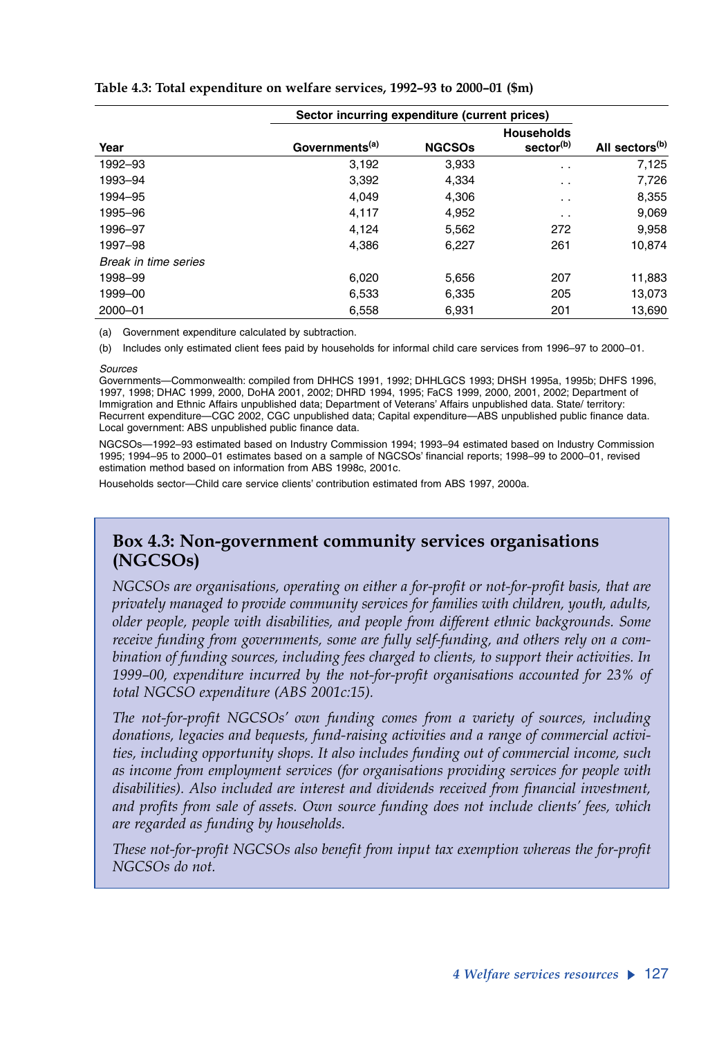**Table 4.3: Total expenditure on welfare services, 1992–93 to 2000–01 ($m)**

| | Sector incurring expenditure (current prices) | | | |
|---|---|---|---|---|
| Year | Governments[(a)] | NGCSOs | Households sector[(b)] | All sectors[(b)] |
| 1992–93 | 3,192 | 3,933 | . . | 7,125 |
| 1993–94 | 3,392 | 4,334 | . . | 7,726 |
| 1994–95 | 4,049 | 4,306 | . . | 8,355 |
| 1995–96 | 4,117 | 4,952 | . . | 9,069 |
| 1996–97 | 4,124 | 5,562 | 272 | 9,958 |
| 1997–98 | 4,386 | 6,227 | 261 | 10,874 |
| *Break in time series* | | | | |
| 1998–99 | 6,020 | 5,656 | 207 | 11,883 |
| 1999–00 | 6,533 | 6,335 | 205 | 13,073 |
| 2000–01 | 6,558 | 6,931 | 201 | 13,690 |

(a) Government expenditure calculated by subtraction.

(b) Includes only estimated client fees paid by households for informal child care services from 1996–97 to 2000–01.

*Sources*

Governments—Commonwealth: compiled from DHHCS 1991, 1992; DHHLGCS 1993; DHSH 1995a, 1995b; DHFS 1996, 1997, 1998; DHAC 1999, 2000, DoHA 2001, 2002; DHRD 1994, 1995; FaCS 1999, 2000, 2001, 2002; Department of Immigration and Ethnic Affairs unpublished data; Department of Veterans' Affairs unpublished data. State/ territory: Recurrent expenditure—CGC 2002, CGC unpublished data; Capital expenditure—ABS unpublished public finance data. Local government: ABS unpublished public finance data.

NGCSOs—1992–93 estimated based on Industry Commission 1994; 1993–94 estimated based on Industry Commission 1995; 1994–95 to 2000–01 estimates based on a sample of NGCSOs' financial reports; 1998–99 to 2000–01, revised estimation method based on information from ABS 1998c, 2001c.

Households sector—Child care service clients' contribution estimated from ABS 1997, 2000a.

## Box 4.3: Non-government community services organisations (NGCSOs)

*NGCSOs are organisations, operating on either a for-profit or not-for-profit basis, that are privately managed to provide community services for families with children, youth, adults, older people, people with disabilities, and people from different ethnic backgrounds. Some receive funding from governments, some are fully self-funding, and others rely on a combination of funding sources, including fees charged to clients, to support their activities. In 1999–00, expenditure incurred by the not-for-profit organisations accounted for 23% of total NGCSO expenditure (ABS 2001c:15).*

*The not-for-profit NGCSOs' own funding comes from a variety of sources, including donations, legacies and bequests, fund-raising activities and a range of commercial activities, including opportunity shops. It also includes funding out of commercial income, such as income from employment services (for organisations providing services for people with disabilities). Also included are interest and dividends received from financial investment, and profits from sale of assets. Own source funding does not include clients' fees, which are regarded as funding by households.*

*These not-for-profit NGCSOs also benefit from input tax exemption whereas the for-profit NGCSOs do not.*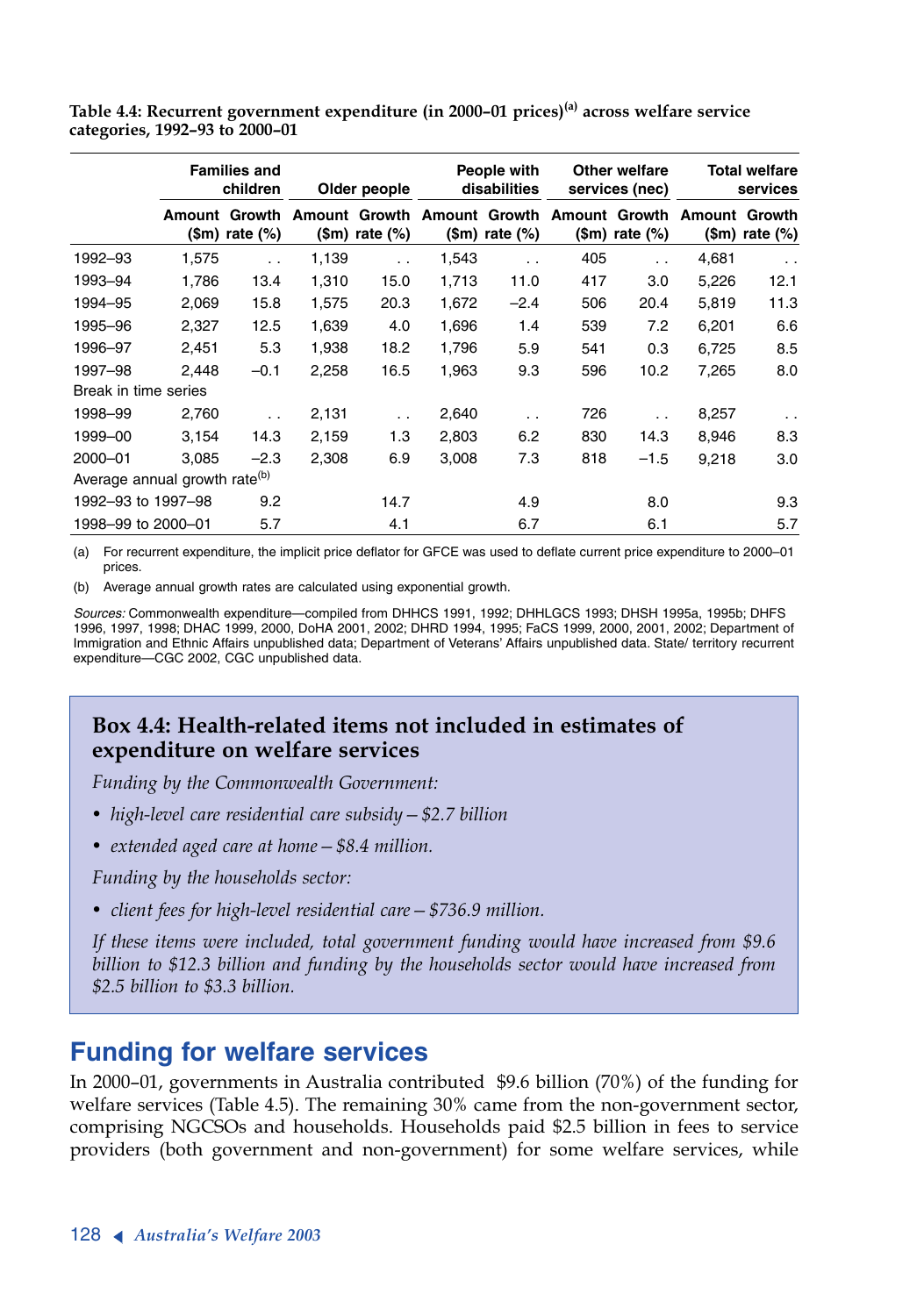**Table 4.4: Recurrent government expenditure (in 2000–01 prices)[(a)] across welfare service categories, 1992–93 to 2000–01**

| | Families and children | | Older people | | People with disabilities | | Other welfare services (nec) | | Total welfare services | |
|---|---|---|---|---|---|---|---|---|---|---|
| | Amount ($m) | Growth rate (%) | Amount ($m) | Growth rate (%) | Amount ($m) | Growth rate (%) | Amount ($m) | Growth rate (%) | Amount ($m) | Growth rate (%) |
| 1992–93 | 1,575 | . . | 1,139 | . . | 1,543 | . . | 405 | . . | 4,681 | . . |
| 1993–94 | 1,786 | 13.4 | 1,310 | 15.0 | 1,713 | 11.0 | 417 | 3.0 | 5,226 | 12.1 |
| 1994–95 | 2,069 | 15.8 | 1,575 | 20.3 | 1,672 | −2.4 | 506 | 20.4 | 5,819 | 11.3 |
| 1995–96 | 2,327 | 12.5 | 1,639 | 4.0 | 1,696 | 1.4 | 539 | 7.2 | 6,201 | 6.6 |
| 1996–97 | 2,451 | 5.3 | 1,938 | 18.2 | 1,796 | 5.9 | 541 | 0.3 | 6,725 | 8.5 |
| 1997–98 | 2,448 | −0.1 | 2,258 | 16.5 | 1,963 | 9.3 | 596 | 10.2 | 7,265 | 8.0 |
| Break in time series | | | | | | | | | | |
| 1998–99 | 2,760 | . . | 2,131 | . . | 2,640 | . . | 726 | . . | 8,257 | . . |
| 1999–00 | 3,154 | 14.3 | 2,159 | 1.3 | 2,803 | 6.2 | 830 | 14.3 | 8,946 | 8.3 |
| 2000–01 | 3,085 | −2.3 | 2,308 | 6.9 | 3,008 | 7.3 | 818 | −1.5 | 9,218 | 3.0 |
| Average annual growth rate[(b)] | | | | | | | | | | |
| 1992–93 to 1997–98 | | 9.2 | | 14.7 | | 4.9 | | 8.0 | | 9.3 |
| 1998–99 to 2000–01 | | 5.7 | | 4.1 | | 6.7 | | 6.1 | | 5.7 |

(a) For recurrent expenditure, the implicit price deflator for GFCE was used to deflate current price expenditure to 2000–01 prices.

(b) Average annual growth rates are calculated using exponential growth.

*Sources:* Commonwealth expenditure—compiled from DHHCS 1991, 1992; DHHLGCS 1993; DHSH 1995a, 1995b; DHFS 1996, 1997, 1998; DHAC 1999, 2000, DoHA 2001, 2002; DHRD 1994, 1995; FaCS 1999, 2000, 2001, 2002; Department of Immigration and Ethnic Affairs unpublished data; Department of Veterans' Affairs unpublished data. State/ territory recurrent expenditure—CGC 2002, CGC unpublished data.

### Box 4.4: Health-related items not included in estimates of expenditure on welfare services

*Funding by the Commonwealth Government:*

- *high-level care residential care subsidy – $2.7 billion*
- *extended aged care at home – $8.4 million.*

*Funding by the households sector:*

- *client fees for high-level residential care – $736.9 million.*

*If these items were included, total government funding would have increased from $9.6 billion to $12.3 billion and funding by the households sector would have increased from $2.5 billion to $3.3 billion.*

## Funding for welfare services

In 2000–01, governments in Australia contributed $9.6 billion (70%) of the funding for welfare services (Table 4.5). The remaining 30% came from the non-government sector, comprising NGCSOs and households. Households paid $2.5 billion in fees to service providers (both government and non-government) for some welfare services, while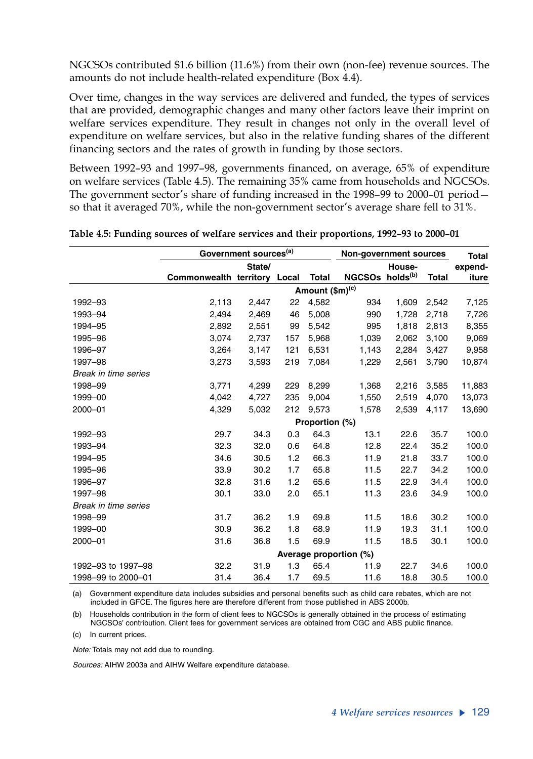NGCSOs contributed $1.6 billion (11.6%) from their own (non-fee) revenue sources. The amounts do not include health-related expenditure (Box 4.4).

Over time, changes in the way services are delivered and funded, the types of services that are provided, demographic changes and many other factors leave their imprint on welfare services expenditure. They result in changes not only in the overall level of expenditure on welfare services, but also in the relative funding shares of the different financing sectors and the rates of growth in funding by those sectors.

Between 1992–93 and 1997–98, governments financed, on average, 65% of expenditure on welfare services (Table 4.5). The remaining 35% came from households and NGCSOs. The government sector's share of funding increased in the 1998–99 to 2000–01 period—so that it averaged 70%, while the non-government sector's average share fell to 31%.

**Table 4.5: Funding sources of welfare services and their proportions, 1992–93 to 2000–01**

| | Government sources[(a)] | | | | Non-government sources | | | Total expend-iture |
|---|---|---|---|---|---|---|---|---|
| | Commonwealth | State/ territory | Local | Total | NGCSOs | House-holds[(b)] | Total | |
| | | | | Amount ($m)[(c)] | | | | |
| 1992–93 | 2,113 | 2,447 | 22 | 4,582 | 934 | 1,609 | 2,542 | 7,125 |
| 1993–94 | 2,494 | 2,469 | 46 | 5,008 | 990 | 1,728 | 2,718 | 7,726 |
| 1994–95 | 2,892 | 2,551 | 99 | 5,542 | 995 | 1,818 | 2,813 | 8,355 |
| 1995–96 | 3,074 | 2,737 | 157 | 5,968 | 1,039 | 2,062 | 3,100 | 9,069 |
| 1996–97 | 3,264 | 3,147 | 121 | 6,531 | 1,143 | 2,284 | 3,427 | 9,958 |
| 1997–98 | 3,273 | 3,593 | 219 | 7,084 | 1,229 | 2,561 | 3,790 | 10,874 |
| *Break in time series* | | | | | | | | |
| 1998–99 | 3,771 | 4,299 | 229 | 8,299 | 1,368 | 2,216 | 3,585 | 11,883 |
| 1999–00 | 4,042 | 4,727 | 235 | 9,004 | 1,550 | 2,519 | 4,070 | 13,073 |
| 2000–01 | 4,329 | 5,032 | 212 | 9,573 | 1,578 | 2,539 | 4,117 | 13,690 |
| | | | | Proportion (%) | | | | |
| 1992–93 | 29.7 | 34.3 | 0.3 | 64.3 | 13.1 | 22.6 | 35.7 | 100.0 |
| 1993–94 | 32.3 | 32.0 | 0.6 | 64.8 | 12.8 | 22.4 | 35.2 | 100.0 |
| 1994–95 | 34.6 | 30.5 | 1.2 | 66.3 | 11.9 | 21.8 | 33.7 | 100.0 |
| 1995–96 | 33.9 | 30.2 | 1.7 | 65.8 | 11.5 | 22.7 | 34.2 | 100.0 |
| 1996–97 | 32.8 | 31.6 | 1.2 | 65.6 | 11.5 | 22.9 | 34.4 | 100.0 |
| 1997–98 | 30.1 | 33.0 | 2.0 | 65.1 | 11.3 | 23.6 | 34.9 | 100.0 |
| *Break in time series* | | | | | | | | |
| 1998–99 | 31.7 | 36.2 | 1.9 | 69.8 | 11.5 | 18.6 | 30.2 | 100.0 |
| 1999–00 | 30.9 | 36.2 | 1.8 | 68.9 | 11.9 | 19.3 | 31.1 | 100.0 |
| 2000–01 | 31.6 | 36.8 | 1.5 | 69.9 | 11.5 | 18.5 | 30.1 | 100.0 |
| | | | | Average proportion (%) | | | | |
| 1992–93 to 1997–98 | 32.2 | 31.9 | 1.3 | 65.4 | 11.9 | 22.7 | 34.6 | 100.0 |
| 1998–99 to 2000–01 | 31.4 | 36.4 | 1.7 | 69.5 | 11.6 | 18.8 | 30.5 | 100.0 |

(a) Government expenditure data includes subsidies and personal benefits such as child care rebates, which are not included in GFCE. The figures here are therefore different from those published in ABS 2000b.

(b) Households contribution in the form of client fees to NGCSOs is generally obtained in the process of estimating NGCSOs' contribution. Client fees for government services are obtained from CGC and ABS public finance.

(c) In current prices.

*Note:* Totals may not add due to rounding.

*Sources:* AIHW 2003a and AIHW Welfare expenditure database.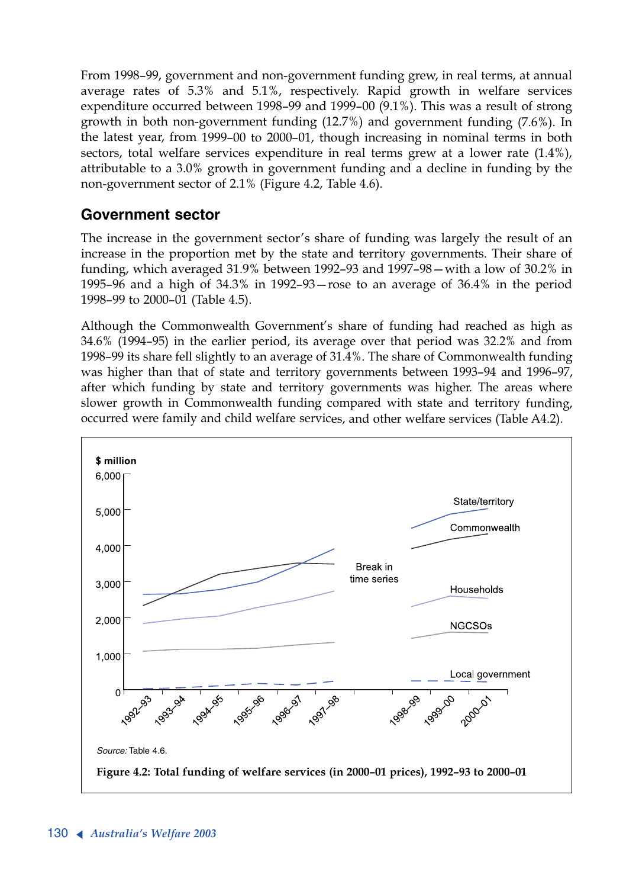From 1998–99, government and non-government funding grew, in real terms, at annual average rates of 5.3% and 5.1%, respectively. Rapid growth in welfare services expenditure occurred between 1998–99 and 1999–00 (9.1%). This was a result of strong growth in both non-government funding (12.7%) and government funding (7.6%). In the latest year, from 1999–00 to 2000–01, though increasing in nominal terms in both sectors, total welfare services expenditure in real terms grew at a lower rate (1.4%), attributable to a 3.0% growth in government funding and a decline in funding by the non-government sector of 2.1% (Figure 4.2, Table 4.6).

## Government sector

The increase in the government sector's share of funding was largely the result of an increase in the proportion met by the state and territory governments. Their share of funding, which averaged 31.9% between 1992–93 and 1997–98—with a low of 30.2% in 1995–96 and a high of 34.3% in 1992–93—rose to an average of 36.4% in the period 1998–99 to 2000–01 (Table 4.5).

Although the Commonwealth Government's share of funding had reached as high as 34.6% (1994–95) in the earlier period, its average over that period was 32.2% and from 1998–99 its share fell slightly to an average of 31.4%. The share of Commonwealth funding was higher than that of state and territory governments between 1993–94 and 1996–97, after which funding by state and territory governments was higher. The areas where slower growth in Commonwealth funding compared with state and territory funding, occurred were family and child welfare services, and other welfare services (Table A4.2).

*Source:* Table 4.6.

**Figure 4.2: Total funding of welfare services (in 2000–01 prices), 1992–93 to 2000–01**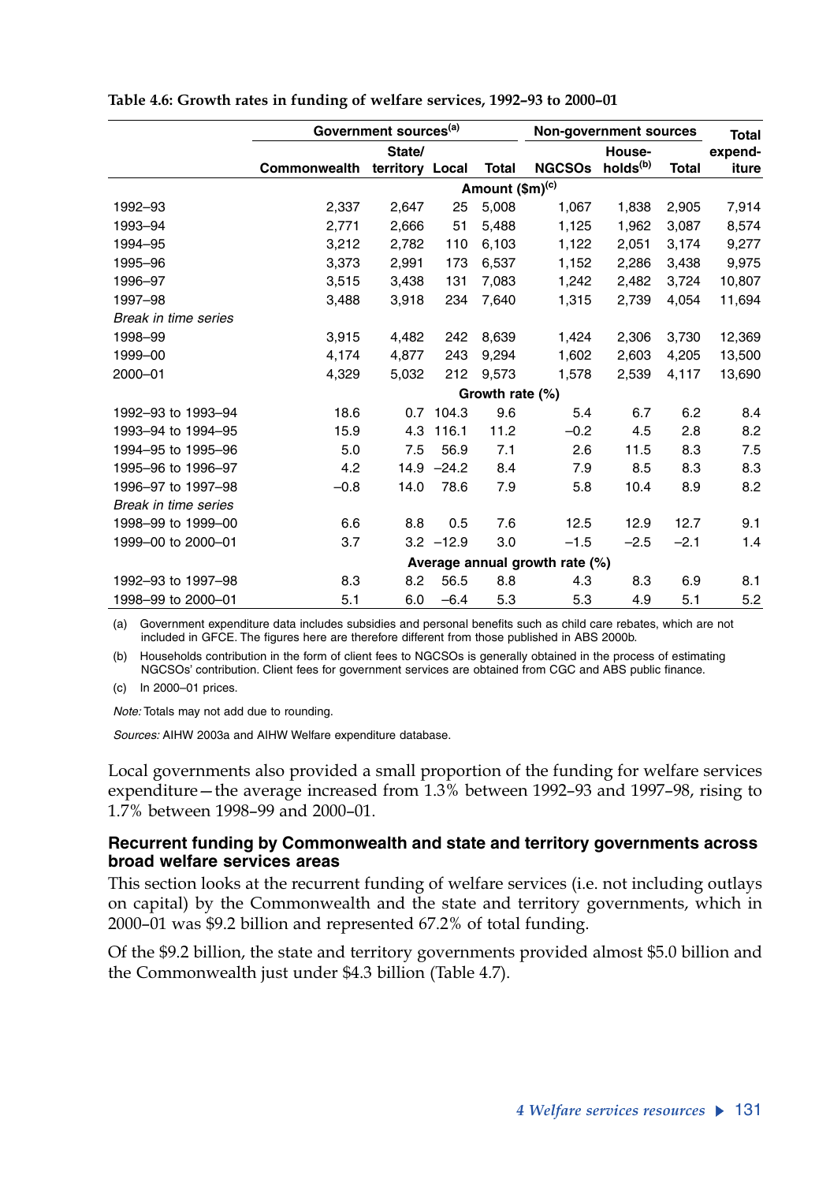**Table 4.6: Growth rates in funding of welfare services, 1992–93 to 2000–01**

| | Government sources[(a)] | | | | Non-government sources | | | Total |
|---|---|---|---|---|---|---|---|---|
| | Commonwealth | State/ territory | Local | Total | NGCSOs | House-holds[(b)] | Total | expend-iture |
| | | | | Amount ($m)[(c)] | | | | |
| 1992–93 | 2,337 | 2,647 | 25 | 5,008 | 1,067 | 1,838 | 2,905 | 7,914 |
| 1993–94 | 2,771 | 2,666 | 51 | 5,488 | 1,125 | 1,962 | 3,087 | 8,574 |
| 1994–95 | 3,212 | 2,782 | 110 | 6,103 | 1,122 | 2,051 | 3,174 | 9,277 |
| 1995–96 | 3,373 | 2,991 | 173 | 6,537 | 1,152 | 2,286 | 3,438 | 9,975 |
| 1996–97 | 3,515 | 3,438 | 131 | 7,083 | 1,242 | 2,482 | 3,724 | 10,807 |
| 1997–98 | 3,488 | 3,918 | 234 | 7,640 | 1,315 | 2,739 | 4,054 | 11,694 |
| *Break in time series* | | | | | | | | |
| 1998–99 | 3,915 | 4,482 | 242 | 8,639 | 1,424 | 2,306 | 3,730 | 12,369 |
| 1999–00 | 4,174 | 4,877 | 243 | 9,294 | 1,602 | 2,603 | 4,205 | 13,500 |
| 2000–01 | 4,329 | 5,032 | 212 | 9,573 | 1,578 | 2,539 | 4,117 | 13,690 |
| | | | | Growth rate (%) | | | | |
| 1992–93 to 1993–94 | 18.6 | 0.7 | 104.3 | 9.6 | 5.4 | 6.7 | 6.2 | 8.4 |
| 1993–94 to 1994–95 | 15.9 | 4.3 | 116.1 | 11.2 | −0.2 | 4.5 | 2.8 | 8.2 |
| 1994–95 to 1995–96 | 5.0 | 7.5 | 56.9 | 7.1 | 2.6 | 11.5 | 8.3 | 7.5 |
| 1995–96 to 1996–97 | 4.2 | 14.9 | −24.2 | 8.4 | 7.9 | 8.5 | 8.3 | 8.3 |
| 1996–97 to 1997–98 | −0.8 | 14.0 | 78.6 | 7.9 | 5.8 | 10.4 | 8.9 | 8.2 |
| *Break in time series* | | | | | | | | |
| 1998–99 to 1999–00 | 6.6 | 8.8 | 0.5 | 7.6 | 12.5 | 12.9 | 12.7 | 9.1 |
| 1999–00 to 2000–01 | 3.7 | 3.2 | −12.9 | 3.0 | −1.5 | −2.5 | −2.1 | 1.4 |
| | | | | Average annual growth rate (%) | | | | |
| 1992–93 to 1997–98 | 8.3 | 8.2 | 56.5 | 8.8 | 4.3 | 8.3 | 6.9 | 8.1 |
| 1998–99 to 2000–01 | 5.1 | 6.0 | −6.4 | 5.3 | 5.3 | 4.9 | 5.1 | 5.2 |

(a) Government expenditure data includes subsidies and personal benefits such as child care rebates, which are not included in GFCE. The figures here are therefore different from those published in ABS 2000b.

(b) Households contribution in the form of client fees to NGCSOs is generally obtained in the process of estimating NGCSOs' contribution. Client fees for government services are obtained from CGC and ABS public finance.

(c) In 2000–01 prices.

*Note:* Totals may not add due to rounding.

*Sources:* AIHW 2003a and AIHW Welfare expenditure database.

Local governments also provided a small proportion of the funding for welfare services expenditure—the average increased from 1.3% between 1992–93 and 1997–98, rising to 1.7% between 1998–99 and 2000–01.

### Recurrent funding by Commonwealth and state and territory governments across broad welfare services areas

This section looks at the recurrent funding of welfare services (i.e. not including outlays on capital) by the Commonwealth and the state and territory governments, which in 2000–01 was $9.2 billion and represented 67.2% of total funding.

Of the $9.2 billion, the state and territory governments provided almost $5.0 billion and the Commonwealth just under $4.3 billion (Table 4.7).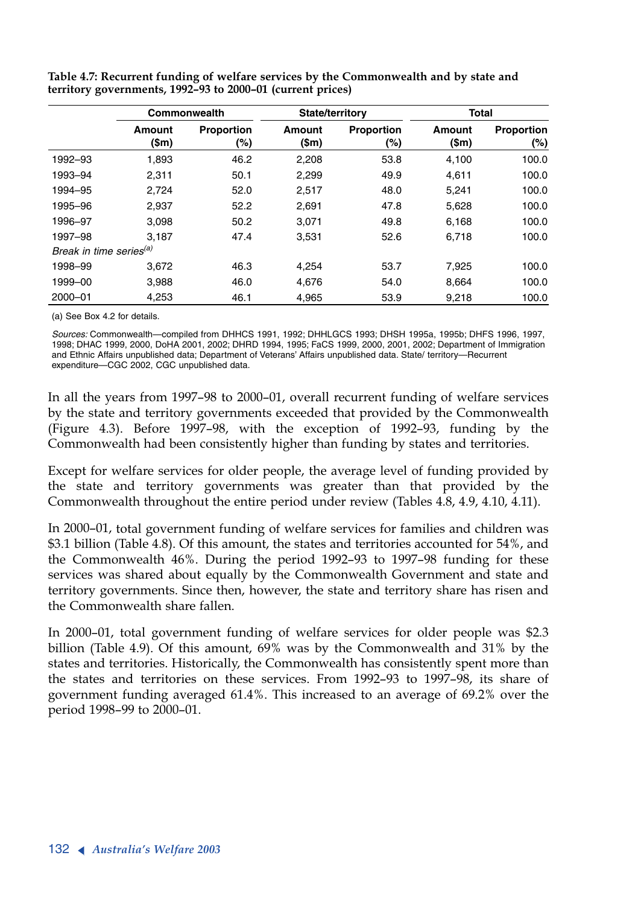**Table 4.7: Recurrent funding of welfare services by the Commonwealth and by state and territory governments, 1992–93 to 2000–01 (current prices)**

| | Commonwealth | | State/territory | | Total | |
|---|---|---|---|---|---|---|
| | Amount ($m) | Proportion (%) | Amount ($m) | Proportion (%) | Amount ($m) | Proportion (%) |
| 1992–93 | 1,893 | 46.2 | 2,208 | 53.8 | 4,100 | 100.0 |
| 1993–94 | 2,311 | 50.1 | 2,299 | 49.9 | 4,611 | 100.0 |
| 1994–95 | 2,724 | 52.0 | 2,517 | 48.0 | 5,241 | 100.0 |
| 1995–96 | 2,937 | 52.2 | 2,691 | 47.8 | 5,628 | 100.0 |
| 1996–97 | 3,098 | 50.2 | 3,071 | 49.8 | 6,168 | 100.0 |
| 1997–98 | 3,187 | 47.4 | 3,531 | 52.6 | 6,718 | 100.0 |
| *Break in time series*[(a)] | | | | | | |
| 1998–99 | 3,672 | 46.3 | 4,254 | 53.7 | 7,925 | 100.0 |
| 1999–00 | 3,988 | 46.0 | 4,676 | 54.0 | 8,664 | 100.0 |
| 2000–01 | 4,253 | 46.1 | 4,965 | 53.9 | 9,218 | 100.0 |

(a) See Box 4.2 for details.

*Sources:* Commonwealth—compiled from DHHCS 1991, 1992; DHHLGCS 1993; DHSH 1995a, 1995b; DHFS 1996, 1997, 1998; DHAC 1999, 2000, DoHA 2001, 2002; DHRD 1994, 1995; FaCS 1999, 2000, 2001, 2002; Department of Immigration and Ethnic Affairs unpublished data; Department of Veterans' Affairs unpublished data. State/ territory—Recurrent expenditure—CGC 2002, CGC unpublished data.

In all the years from 1997–98 to 2000–01, overall recurrent funding of welfare services by the state and territory governments exceeded that provided by the Commonwealth (Figure 4.3). Before 1997–98, with the exception of 1992–93, funding by the Commonwealth had been consistently higher than funding by states and territories.

Except for welfare services for older people, the average level of funding provided by the state and territory governments was greater than that provided by the Commonwealth throughout the entire period under review (Tables 4.8, 4.9, 4.10, 4.11).

In 2000–01, total government funding of welfare services for families and children was $3.1 billion (Table 4.8). Of this amount, the states and territories accounted for 54%, and the Commonwealth 46%. During the period 1992–93 to 1997–98 funding for these services was shared about equally by the Commonwealth Government and state and territory governments. Since then, however, the state and territory share has risen and the Commonwealth share fallen.

In 2000–01, total government funding of welfare services for older people was $2.3 billion (Table 4.9). Of this amount, 69% was by the Commonwealth and 31% by the states and territories. Historically, the Commonwealth has consistently spent more than the states and territories on these services. From 1992–93 to 1997–98, its share of government funding averaged 61.4%. This increased to an average of 69.2% over the period 1998–99 to 2000–01.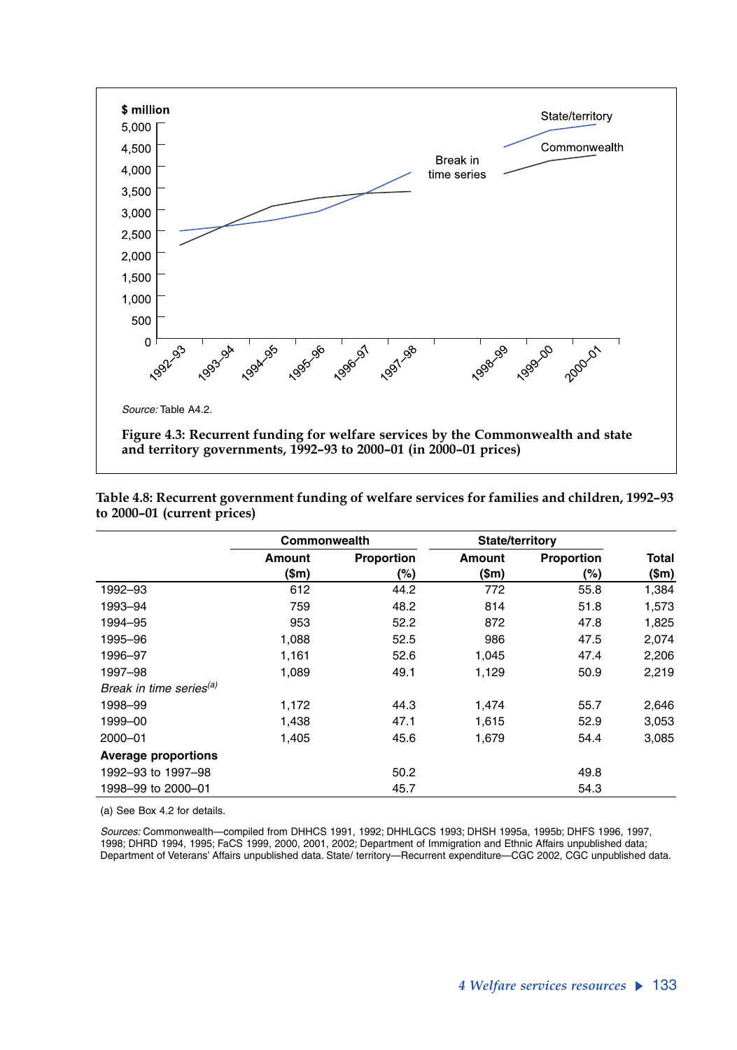Source: Table A4.2.

**Figure 4.3: Recurrent funding for welfare services by the Commonwealth and state and territory governments, 1992–93 to 2000–01 (in 2000–01 prices)**

**Table 4.8: Recurrent government funding of welfare services for families and children, 1992–93 to 2000–01 (current prices)**

| | Commonwealth | | State/territory | | |
|---|---|---|---|---|---|
| | Amount ($m) | Proportion (%) | Amount ($m) | Proportion (%) | Total ($m) |
| 1992–93 | 612 | 44.2 | 772 | 55.8 | 1,384 |
| 1993–94 | 759 | 48.2 | 814 | 51.8 | 1,573 |
| 1994–95 | 953 | 52.2 | 872 | 47.8 | 1,825 |
| 1995–96 | 1,088 | 52.5 | 986 | 47.5 | 2,074 |
| 1996–97 | 1,161 | 52.6 | 1,045 | 47.4 | 2,206 |
| 1997–98 | 1,089 | 49.1 | 1,129 | 50.9 | 2,219 |
| *Break in time series*[(a)] | | | | | |
| 1998–99 | 1,172 | 44.3 | 1,474 | 55.7 | 2,646 |
| 1999–00 | 1,438 | 47.1 | 1,615 | 52.9 | 3,053 |
| 2000–01 | 1,405 | 45.6 | 1,679 | 54.4 | 3,085 |
| **Average proportions** | | | | | |
| 1992–93 to 1997–98 | | 50.2 | | 49.8 | |
| 1998–99 to 2000–01 | | 45.7 | | 54.3 | |

(a) See Box 4.2 for details.

*Sources:* Commonwealth—compiled from DHHCS 1991, 1992; DHHLGCS 1993; DHSH 1995a, 1995b; DHFS 1996, 1997, 1998; DHRD 1994, 1995; FaCS 1999, 2000, 2001, 2002; Department of Immigration and Ethnic Affairs unpublished data; Department of Veterans' Affairs unpublished data. State/ territory—Recurrent expenditure—CGC 2002, CGC unpublished data.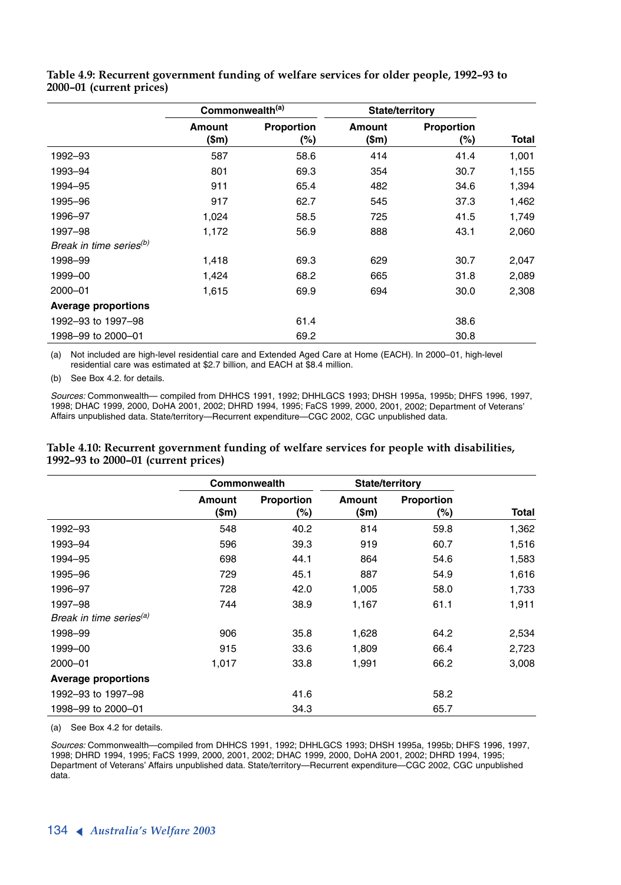**Table 4.9: Recurrent government funding of welfare services for older people, 1992–93 to 2000–01 (current prices)**

| | Commonwealth[(a)] | | State/territory | | |
|---|---|---|---|---|---|
| | Amount ($m) | Proportion (%) | Amount ($m) | Proportion (%) | Total |
| 1992–93 | 587 | 58.6 | 414 | 41.4 | 1,001 |
| 1993–94 | 801 | 69.3 | 354 | 30.7 | 1,155 |
| 1994–95 | 911 | 65.4 | 482 | 34.6 | 1,394 |
| 1995–96 | 917 | 62.7 | 545 | 37.3 | 1,462 |
| 1996–97 | 1,024 | 58.5 | 725 | 41.5 | 1,749 |
| 1997–98 | 1,172 | 56.9 | 888 | 43.1 | 2,060 |
| *Break in time series[(b)]* | | | | | |
| 1998–99 | 1,418 | 69.3 | 629 | 30.7 | 2,047 |
| 1999–00 | 1,424 | 68.2 | 665 | 31.8 | 2,089 |
| 2000–01 | 1,615 | 69.9 | 694 | 30.0 | 2,308 |
| **Average proportions** | | | | | |
| 1992–93 to 1997–98 | | 61.4 | | 38.6 | |
| 1998–99 to 2000–01 | | 69.2 | | 30.8 | |

(a) Not included are high-level residential care and Extended Aged Care at Home (EACH). In 2000–01, high-level residential care was estimated at $2.7 billion, and EACH at $8.4 million.

(b) See Box 4.2. for details.

*Sources:* Commonwealth— compiled from DHHCS 1991, 1992; DHHLGCS 1993; DHSH 1995a, 1995b; DHFS 1996, 1997, 1998; DHAC 1999, 2000, DoHA 2001, 2002; DHRD 1994, 1995; FaCS 1999, 2000, 2001, 2002; Department of Veterans' Affairs unpublished data. State/territory—Recurrent expenditure—CGC 2002, CGC unpublished data.

**Table 4.10: Recurrent government funding of welfare services for people with disabilities, 1992–93 to 2000–01 (current prices)**

| | Commonwealth | | State/territory | | |
|---|---|---|---|---|---|
| | Amount ($m) | Proportion (%) | Amount ($m) | Proportion (%) | Total |
| 1992–93 | 548 | 40.2 | 814 | 59.8 | 1,362 |
| 1993–94 | 596 | 39.3 | 919 | 60.7 | 1,516 |
| 1994–95 | 698 | 44.1 | 864 | 54.6 | 1,583 |
| 1995–96 | 729 | 45.1 | 887 | 54.9 | 1,616 |
| 1996–97 | 728 | 42.0 | 1,005 | 58.0 | 1,733 |
| 1997–98 | 744 | 38.9 | 1,167 | 61.1 | 1,911 |
| *Break in time series[(a)]* | | | | | |
| 1998–99 | 906 | 35.8 | 1,628 | 64.2 | 2,534 |
| 1999–00 | 915 | 33.6 | 1,809 | 66.4 | 2,723 |
| 2000–01 | 1,017 | 33.8 | 1,991 | 66.2 | 3,008 |
| **Average proportions** | | | | | |
| 1992–93 to 1997–98 | | 41.6 | | 58.2 | |
| 1998–99 to 2000–01 | | 34.3 | | 65.7 | |

(a) See Box 4.2 for details.

*Sources:* Commonwealth—compiled from DHHCS 1991, 1992; DHHLGCS 1993; DHSH 1995a, 1995b; DHFS 1996, 1997, 1998; DHRD 1994, 1995; FaCS 1999, 2000, 2001, 2002; DHAC 1999, 2000, DoHA 2001, 2002; DHRD 1994, 1995; Department of Veterans' Affairs unpublished data. State/territory—Recurrent expenditure—CGC 2002, CGC unpublished data.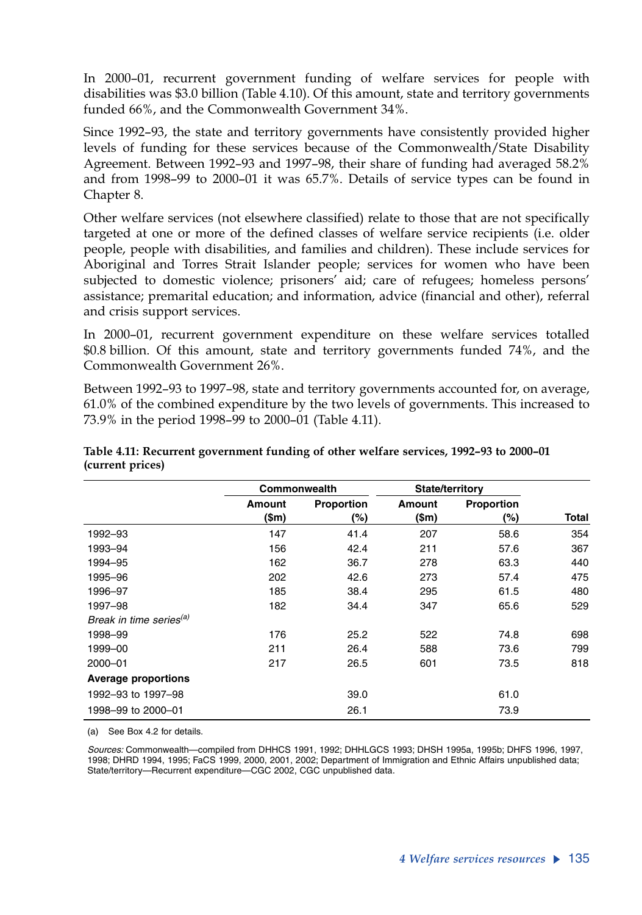In 2000–01, recurrent government funding of welfare services for people with disabilities was $3.0 billion (Table 4.10). Of this amount, state and territory governments funded 66%, and the Commonwealth Government 34%.

Since 1992–93, the state and territory governments have consistently provided higher levels of funding for these services because of the Commonwealth/State Disability Agreement. Between 1992–93 and 1997–98, their share of funding had averaged 58.2% and from 1998–99 to 2000–01 it was 65.7%. Details of service types can be found in Chapter 8.

Other welfare services (not elsewhere classified) relate to those that are not specifically targeted at one or more of the defined classes of welfare service recipients (i.e. older people, people with disabilities, and families and children). These include services for Aboriginal and Torres Strait Islander people; services for women who have been subjected to domestic violence; prisoners' aid; care of refugees; homeless persons' assistance; premarital education; and information, advice (financial and other), referral and crisis support services.

In 2000–01, recurrent government expenditure on these welfare services totalled $0.8 billion. Of this amount, state and territory governments funded 74%, and the Commonwealth Government 26%.

Between 1992–93 to 1997–98, state and territory governments accounted for, on average, 61.0% of the combined expenditure by the two levels of governments. This increased to 73.9% in the period 1998–99 to 2000–01 (Table 4.11).

**Table 4.11: Recurrent government funding of other welfare services, 1992–93 to 2000–01 (current prices)**

| | Commonwealth | | State/territory | | |
|---|---|---|---|---|---|
| | Amount ($m) | Proportion (%) | Amount ($m) | Proportion (%) | Total |
| 1992–93 | 147 | 41.4 | 207 | 58.6 | 354 |
| 1993–94 | 156 | 42.4 | 211 | 57.6 | 367 |
| 1994–95 | 162 | 36.7 | 278 | 63.3 | 440 |
| 1995–96 | 202 | 42.6 | 273 | 57.4 | 475 |
| 1996–97 | 185 | 38.4 | 295 | 61.5 | 480 |
| 1997–98 | 182 | 34.4 | 347 | 65.6 | 529 |
| *Break in time series[(a)]* | | | | | |
| 1998–99 | 176 | 25.2 | 522 | 74.8 | 698 |
| 1999–00 | 211 | 26.4 | 588 | 73.6 | 799 |
| 2000–01 | 217 | 26.5 | 601 | 73.5 | 818 |
| **Average proportions** | | | | | |
| 1992–93 to 1997–98 | | 39.0 | | 61.0 | |
| 1998–99 to 2000–01 | | 26.1 | | 73.9 | |

(a) See Box 4.2 for details.

*Sources:* Commonwealth—compiled from DHHCS 1991, 1992; DHHLGCS 1993; DHSH 1995a, 1995b; DHFS 1996, 1997, 1998; DHRD 1994, 1995; FaCS 1999, 2000, 2001, 2002; Department of Immigration and Ethnic Affairs unpublished data; State/territory—Recurrent expenditure—CGC 2002, CGC unpublished data.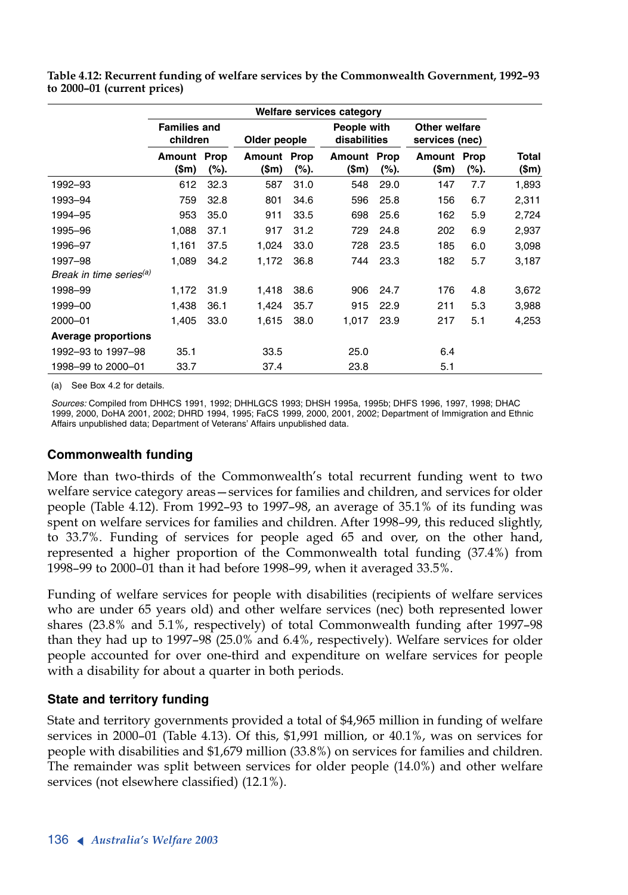**Table 4.12: Recurrent funding of welfare services by the Commonwealth Government, 1992–93 to 2000–01 (current prices)**

| | Welfare services category | | | | | | | | |
|---|---|---|---|---|---|---|---|---|---|
| | Families and children | | Older people | | People with disabilities | | Other welfare services (nec) | | |
| | Amount ($m) | Prop (%). | Amount ($m) | Prop (%). | Amount ($m) | Prop (%). | Amount ($m) | Prop (%). | Total ($m) |
| 1992–93 | 612 | 32.3 | 587 | 31.0 | 548 | 29.0 | 147 | 7.7 | 1,893 |
| 1993–94 | 759 | 32.8 | 801 | 34.6 | 596 | 25.8 | 156 | 6.7 | 2,311 |
| 1994–95 | 953 | 35.0 | 911 | 33.5 | 698 | 25.6 | 162 | 5.9 | 2,724 |
| 1995–96 | 1,088 | 37.1 | 917 | 31.2 | 729 | 24.8 | 202 | 6.9 | 2,937 |
| 1996–97 | 1,161 | 37.5 | 1,024 | 33.0 | 728 | 23.5 | 185 | 6.0 | 3,098 |
| 1997–98 | 1,089 | 34.2 | 1,172 | 36.8 | 744 | 23.3 | 182 | 5.7 | 3,187 |
| *Break in time series[(a)]* | | | | | | | | | |
| 1998–99 | 1,172 | 31.9 | 1,418 | 38.6 | 906 | 24.7 | 176 | 4.8 | 3,672 |
| 1999–00 | 1,438 | 36.1 | 1,424 | 35.7 | 915 | 22.9 | 211 | 5.3 | 3,988 |
| 2000–01 | 1,405 | 33.0 | 1,615 | 38.0 | 1,017 | 23.9 | 217 | 5.1 | 4,253 |
| **Average proportions** | | | | | | | | | |
| 1992–93 to 1997–98 | 35.1 | | 33.5 | | 25.0 | | 6.4 | | |
| 1998–99 to 2000–01 | 33.7 | | 37.4 | | 23.8 | | 5.1 | | |

(a) See Box 4.2 for details.

*Sources:* Compiled from DHHCS 1991, 1992; DHHLGCS 1993; DHSH 1995a, 1995b; DHFS 1996, 1997, 1998; DHAC 1999, 2000, DoHA 2001, 2002; DHRD 1994, 1995; FaCS 1999, 2000, 2001, 2002; Department of Immigration and Ethnic Affairs unpublished data; Department of Veterans' Affairs unpublished data.

### Commonwealth funding

More than two-thirds of the Commonwealth's total recurrent funding went to two welfare service category areas—services for families and children, and services for older people (Table 4.12). From 1992–93 to 1997–98, an average of 35.1% of its funding was spent on welfare services for families and children. After 1998–99, this reduced slightly, to 33.7%. Funding of services for people aged 65 and over, on the other hand, represented a higher proportion of the Commonwealth total funding (37.4%) from 1998–99 to 2000–01 than it had before 1998–99, when it averaged 33.5%.

Funding of welfare services for people with disabilities (recipients of welfare services who are under 65 years old) and other welfare services (nec) both represented lower shares (23.8% and 5.1%, respectively) of total Commonwealth funding after 1997–98 than they had up to 1997–98 (25.0% and 6.4%, respectively). Welfare services for older people accounted for over one-third and expenditure on welfare services for people with a disability for about a quarter in both periods.

### State and territory funding

State and territory governments provided a total of $4,965 million in funding of welfare services in 2000–01 (Table 4.13). Of this, $1,991 million, or 40.1%, was on services for people with disabilities and $1,679 million (33.8%) on services for families and children. The remainder was split between services for older people (14.0%) and other welfare services (not elsewhere classified) (12.1%).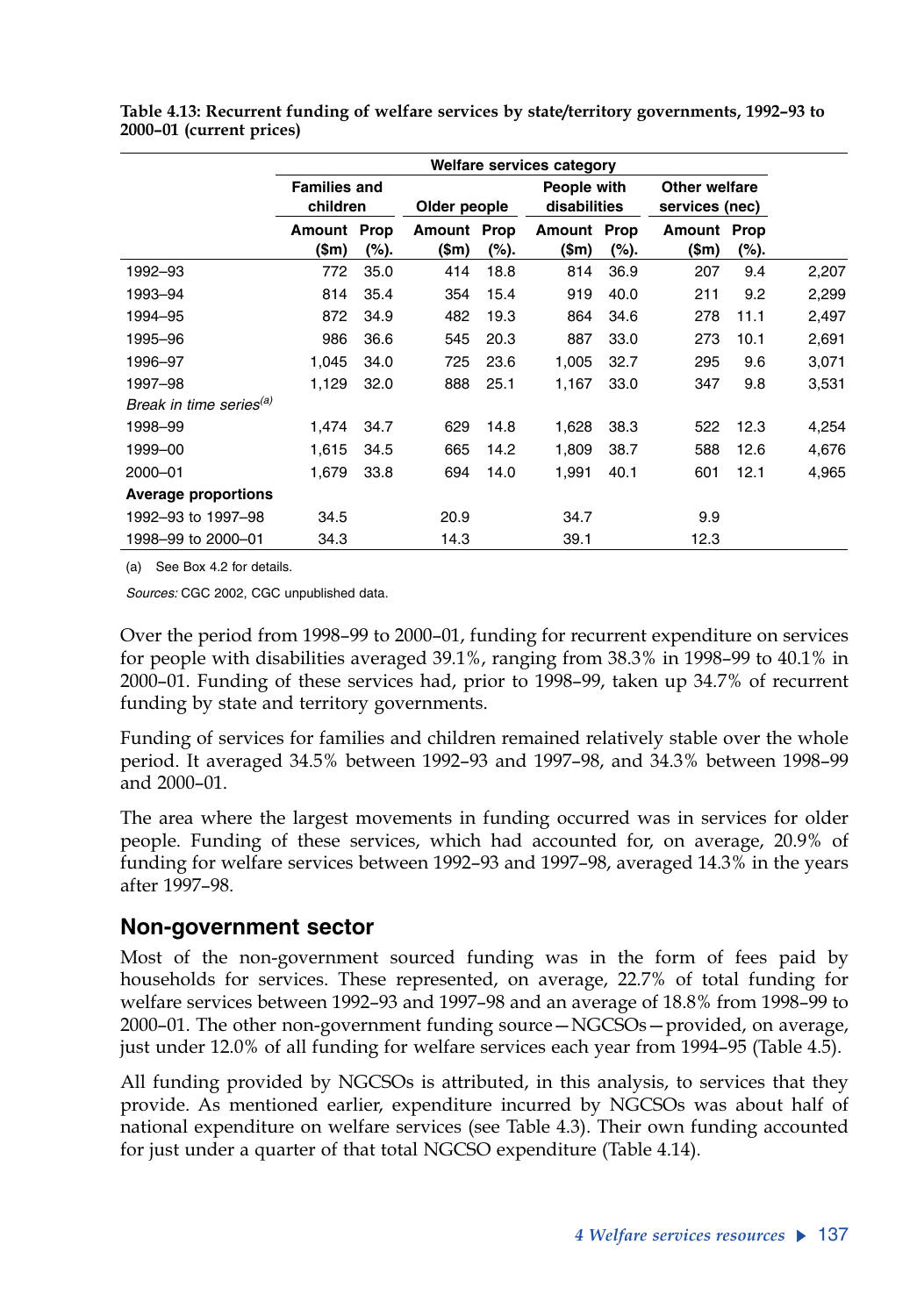**Table 4.13: Recurrent funding of welfare services by state/territory governments, 1992–93 to 2000–01 (current prices)**

| | Welfare services category | | | | | | | | |
|---|---|---|---|---|---|---|---|---|---|
| | Families and children | | Older people | | People with disabilities | | Other welfare services (nec) | | |
| | Amount ($m) | Prop (%). | Amount ($m) | Prop (%). | Amount ($m) | Prop (%). | Amount ($m) | Prop (%). | |
| 1992–93 | 772 | 35.0 | 414 | 18.8 | 814 | 36.9 | 207 | 9.4 | 2,207 |
| 1993–94 | 814 | 35.4 | 354 | 15.4 | 919 | 40.0 | 211 | 9.2 | 2,299 |
| 1994–95 | 872 | 34.9 | 482 | 19.3 | 864 | 34.6 | 278 | 11.1 | 2,497 |
| 1995–96 | 986 | 36.6 | 545 | 20.3 | 887 | 33.0 | 273 | 10.1 | 2,691 |
| 1996–97 | 1,045 | 34.0 | 725 | 23.6 | 1,005 | 32.7 | 295 | 9.6 | 3,071 |
| 1997–98 | 1,129 | 32.0 | 888 | 25.1 | 1,167 | 33.0 | 347 | 9.8 | 3,531 |
| *Break in time series*[(a)] | | | | | | | | | |
| 1998–99 | 1,474 | 34.7 | 629 | 14.8 | 1,628 | 38.3 | 522 | 12.3 | 4,254 |
| 1999–00 | 1,615 | 34.5 | 665 | 14.2 | 1,809 | 38.7 | 588 | 12.6 | 4,676 |
| 2000–01 | 1,679 | 33.8 | 694 | 14.0 | 1,991 | 40.1 | 601 | 12.1 | 4,965 |
| **Average proportions** | | | | | | | | | |
| 1992–93 to 1997–98 | 34.5 | | 20.9 | | 34.7 | | 9.9 | | |
| 1998–99 to 2000–01 | 34.3 | | 14.3 | | 39.1 | | 12.3 | | |

(a) See Box 4.2 for details.

*Sources:* CGC 2002, CGC unpublished data.

Over the period from 1998–99 to 2000–01, funding for recurrent expenditure on services for people with disabilities averaged 39.1%, ranging from 38.3% in 1998–99 to 40.1% in 2000–01. Funding of these services had, prior to 1998–99, taken up 34.7% of recurrent funding by state and territory governments.

Funding of services for families and children remained relatively stable over the whole period. It averaged 34.5% between 1992–93 and 1997–98, and 34.3% between 1998–99 and 2000–01.

The area where the largest movements in funding occurred was in services for older people. Funding of these services, which had accounted for, on average, 20.9% of funding for welfare services between 1992–93 and 1997–98, averaged 14.3% in the years after 1997–98.

## Non-government sector

Most of the non-government sourced funding was in the form of fees paid by households for services. These represented, on average, 22.7% of total funding for welfare services between 1992–93 and 1997–98 and an average of 18.8% from 1998–99 to 2000–01. The other non-government funding source—NGCSOs—provided, on average, just under 12.0% of all funding for welfare services each year from 1994–95 (Table 4.5).

All funding provided by NGCSOs is attributed, in this analysis, to services that they provide. As mentioned earlier, expenditure incurred by NGCSOs was about half of national expenditure on welfare services (see Table 4.3). Their own funding accounted for just under a quarter of that total NGCSO expenditure (Table 4.14).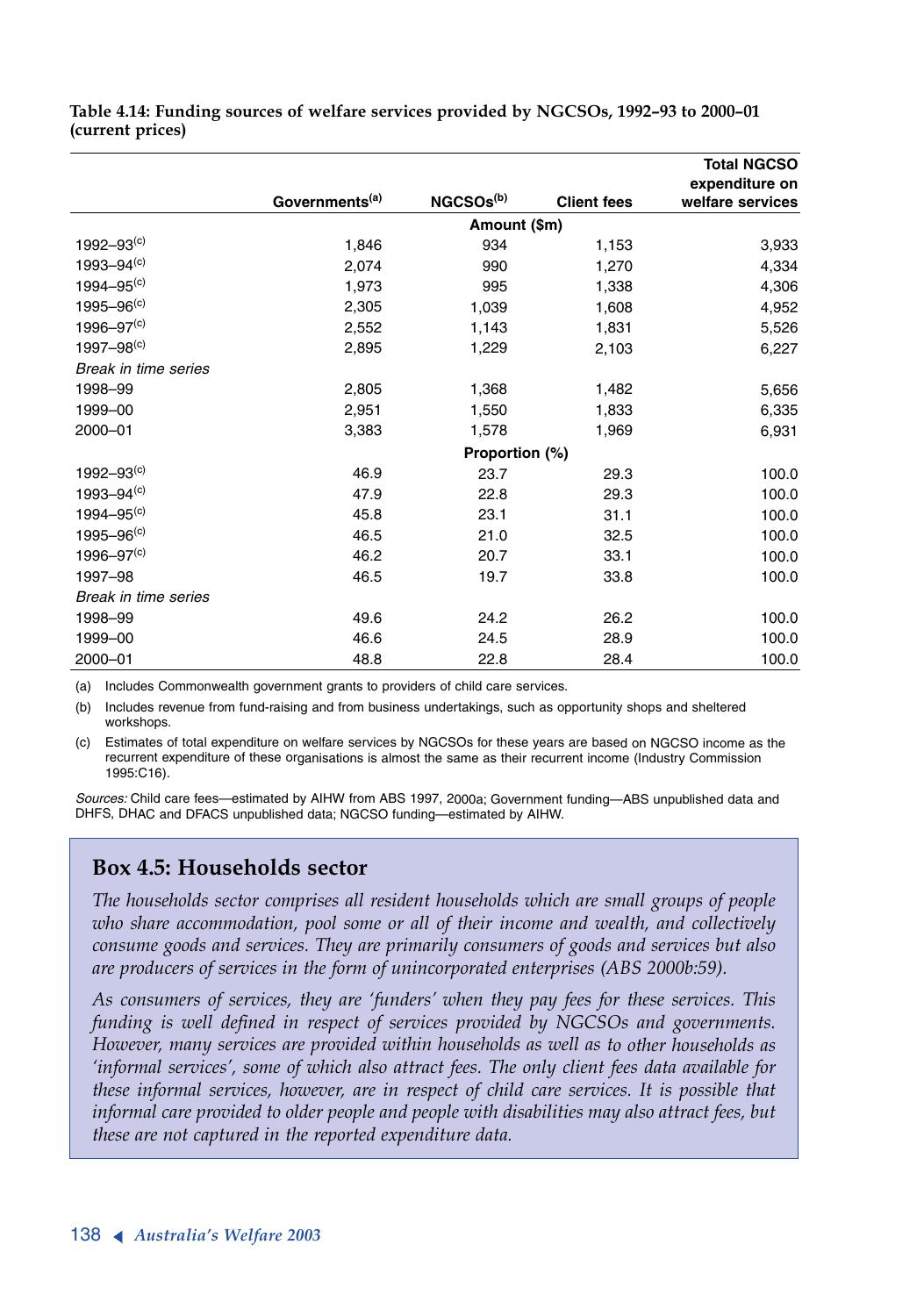**Table 4.14: Funding sources of welfare services provided by NGCSOs, 1992–93 to 2000–01 (current prices)**

| | Governments[(a)] | NGCSOs[(b)] | Client fees | Total NGCSO expenditure on welfare services |
|---|---|---|---|---|
| | | **Amount ($m)** | | |
| 1992–93[(c)] | 1,846 | 934 | 1,153 | 3,933 |
| 1993–94[(c)] | 2,074 | 990 | 1,270 | 4,334 |
| 1994–95[(c)] | 1,973 | 995 | 1,338 | 4,306 |
| 1995–96[(c)] | 2,305 | 1,039 | 1,608 | 4,952 |
| 1996–97[(c)] | 2,552 | 1,143 | 1,831 | 5,526 |
| 1997–98[(c)] | 2,895 | 1,229 | 2,103 | 6,227 |
| *Break in time series* | | | | |
| 1998–99 | 2,805 | 1,368 | 1,482 | 5,656 |
| 1999–00 | 2,951 | 1,550 | 1,833 | 6,335 |
| 2000–01 | 3,383 | 1,578 | 1,969 | 6,931 |
| | | **Proportion (%)** | | |
| 1992–93[(c)] | 46.9 | 23.7 | 29.3 | 100.0 |
| 1993–94[(c)] | 47.9 | 22.8 | 29.3 | 100.0 |
| 1994–95[(c)] | 45.8 | 23.1 | 31.1 | 100.0 |
| 1995–96[(c)] | 46.5 | 21.0 | 32.5 | 100.0 |
| 1996–97[(c)] | 46.2 | 20.7 | 33.1 | 100.0 |
| 1997–98 | 46.5 | 19.7 | 33.8 | 100.0 |
| *Break in time series* | | | | |
| 1998–99 | 49.6 | 24.2 | 26.2 | 100.0 |
| 1999–00 | 46.6 | 24.5 | 28.9 | 100.0 |
| 2000–01 | 48.8 | 22.8 | 28.4 | 100.0 |

(a) Includes Commonwealth government grants to providers of child care services.

(b) Includes revenue from fund-raising and from business undertakings, such as opportunity shops and sheltered workshops.

(c) Estimates of total expenditure on welfare services by NGCSOs for these years are based on NGCSO income as the recurrent expenditure of these organisations is almost the same as their recurrent income (Industry Commission 1995:C16).

*Sources:* Child care fees—estimated by AIHW from ABS 1997, 2000a; Government funding—ABS unpublished data and DHFS, DHAC and DFACS unpublished data; NGCSO funding—estimated by AIHW.

## Box 4.5: Households sector

*The households sector comprises all resident households which are small groups of people who share accommodation, pool some or all of their income and wealth, and collectively consume goods and services. They are primarily consumers of goods and services but also are producers of services in the form of unincorporated enterprises (ABS 2000b:59).*

*As consumers of services, they are 'funders' when they pay fees for these services. This funding is well defined in respect of services provided by NGCSOs and governments. However, many services are provided within households as well as to other households as 'informal services', some of which also attract fees. The only client fees data available for these informal services, however, are in respect of child care services. It is possible that informal care provided to older people and people with disabilities may also attract fees, but these are not captured in the reported expenditure data.*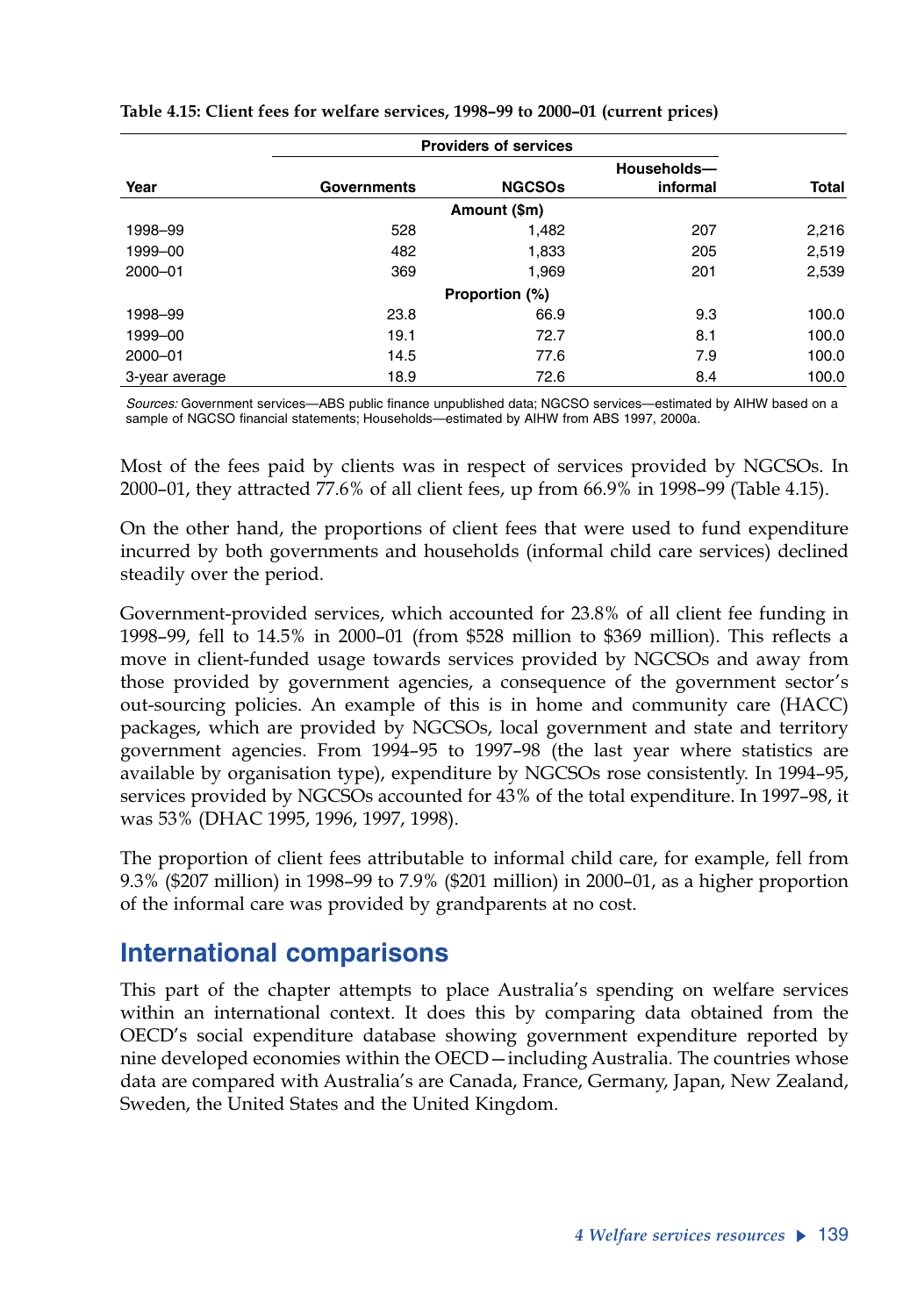**Table 4.15: Client fees for welfare services, 1998–99 to 2000–01 (current prices)**

| | Providers of services | | | |
|---|---|---|---|---|
| Year | Governments | NGCSOs | Households—informal | Total |
| | | Amount ($m) | | |
| 1998–99 | 528 | 1,482 | 207 | 2,216 |
| 1999–00 | 482 | 1,833 | 205 | 2,519 |
| 2000–01 | 369 | 1,969 | 201 | 2,539 |
| | | Proportion (%) | | |
| 1998–99 | 23.8 | 66.9 | 9.3 | 100.0 |
| 1999–00 | 19.1 | 72.7 | 8.1 | 100.0 |
| 2000–01 | 14.5 | 77.6 | 7.9 | 100.0 |
| 3-year average | 18.9 | 72.6 | 8.4 | 100.0 |

*Sources:* Government services—ABS public finance unpublished data; NGCSO services—estimated by AIHW based on a sample of NGCSO financial statements; Households—estimated by AIHW from ABS 1997, 2000a.

Most of the fees paid by clients was in respect of services provided by NGCSOs. In 2000–01, they attracted 77.6% of all client fees, up from 66.9% in 1998–99 (Table 4.15).

On the other hand, the proportions of client fees that were used to fund expenditure incurred by both governments and households (informal child care services) declined steadily over the period.

Government-provided services, which accounted for 23.8% of all client fee funding in 1998–99, fell to 14.5% in 2000–01 (from $528 million to $369 million). This reflects a move in client-funded usage towards services provided by NGCSOs and away from those provided by government agencies, a consequence of the government sector's out-sourcing policies. An example of this is in home and community care (HACC) packages, which are provided by NGCSOs, local government and state and territory government agencies. From 1994–95 to 1997–98 (the last year where statistics are available by organisation type), expenditure by NGCSOs rose consistently. In 1994–95, services provided by NGCSOs accounted for 43% of the total expenditure. In 1997–98, it was 53% (DHAC 1995, 1996, 1997, 1998).

The proportion of client fees attributable to informal child care, for example, fell from 9.3% ($207 million) in 1998–99 to 7.9% ($201 million) in 2000–01, as a higher proportion of the informal care was provided by grandparents at no cost.

## International comparisons

This part of the chapter attempts to place Australia's spending on welfare services within an international context. It does this by comparing data obtained from the OECD's social expenditure database showing government expenditure reported by nine developed economies within the OECD—including Australia. The countries whose data are compared with Australia's are Canada, France, Germany, Japan, New Zealand, Sweden, the United States and the United Kingdom.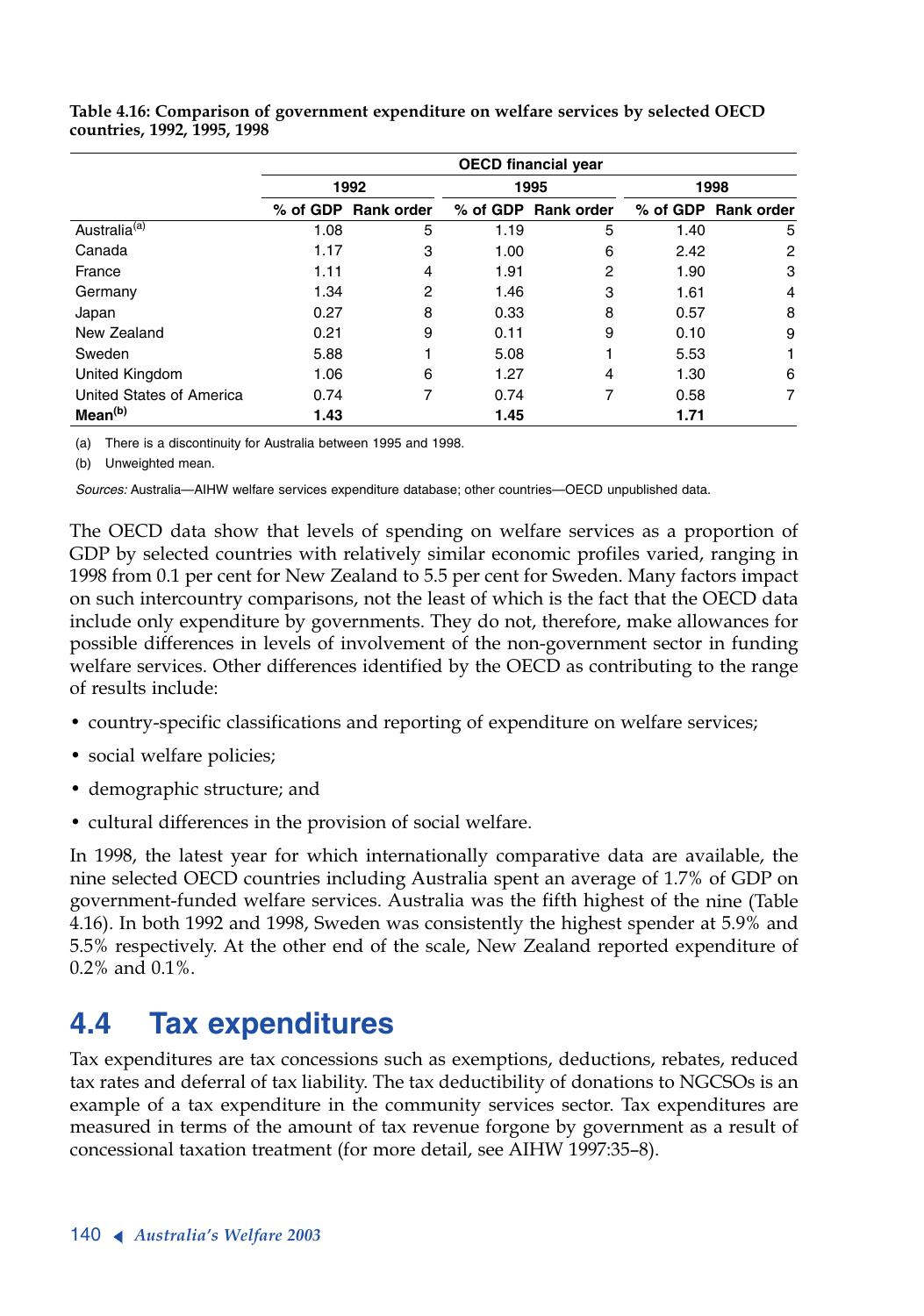**Table 4.16: Comparison of government expenditure on welfare services by selected OECD countries, 1992, 1995, 1998**

| | OECD financial year | | | | | |
|---|---|---|---|---|---|---|
| | 1992 | | 1995 | | 1998 | |
| | % of GDP | Rank order | % of GDP | Rank order | % of GDP | Rank order |
| Australia[(a)] | 1.08 | 5 | 1.19 | 5 | 1.40 | 5 |
| Canada | 1.17 | 3 | 1.00 | 6 | 2.42 | 2 |
| France | 1.11 | 4 | 1.91 | 2 | 1.90 | 3 |
| Germany | 1.34 | 2 | 1.46 | 3 | 1.61 | 4 |
| Japan | 0.27 | 8 | 0.33 | 8 | 0.57 | 8 |
| New Zealand | 0.21 | 9 | 0.11 | 9 | 0.10 | 9 |
| Sweden | 5.88 | 1 | 5.08 | 1 | 5.53 | 1 |
| United Kingdom | 1.06 | 6 | 1.27 | 4 | 1.30 | 6 |
| United States of America | 0.74 | 7 | 0.74 | 7 | 0.58 | 7 |
| **Mean[(b)]** | **1.43** | | **1.45** | | **1.71** | |

(a) There is a discontinuity for Australia between 1995 and 1998.

(b) Unweighted mean.

*Sources:* Australia—AIHW welfare services expenditure database; other countries—OECD unpublished data.

The OECD data show that levels of spending on welfare services as a proportion of GDP by selected countries with relatively similar economic profiles varied, ranging in 1998 from 0.1 per cent for New Zealand to 5.5 per cent for Sweden. Many factors impact on such intercountry comparisons, not the least of which is the fact that the OECD data include only expenditure by governments. They do not, therefore, make allowances for possible differences in levels of involvement of the non-government sector in funding welfare services. Other differences identified by the OECD as contributing to the range of results include:

- country-specific classifications and reporting of expenditure on welfare services;
- social welfare policies;
- demographic structure; and
- cultural differences in the provision of social welfare.

In 1998, the latest year for which internationally comparative data are available, the nine selected OECD countries including Australia spent an average of 1.7% of GDP on government-funded welfare services. Australia was the fifth highest of the nine (Table 4.16). In both 1992 and 1998, Sweden was consistently the highest spender at 5.9% and 5.5% respectively. At the other end of the scale, New Zealand reported expenditure of 0.2% and 0.1%.

## 4.4 Tax expenditures

Tax expenditures are tax concessions such as exemptions, deductions, rebates, reduced tax rates and deferral of tax liability. The tax deductibility of donations to NGCSOs is an example of a tax expenditure in the community services sector. Tax expenditures are measured in terms of the amount of tax revenue forgone by government as a result of concessional taxation treatment (for more detail, see AIHW 1997:35–8).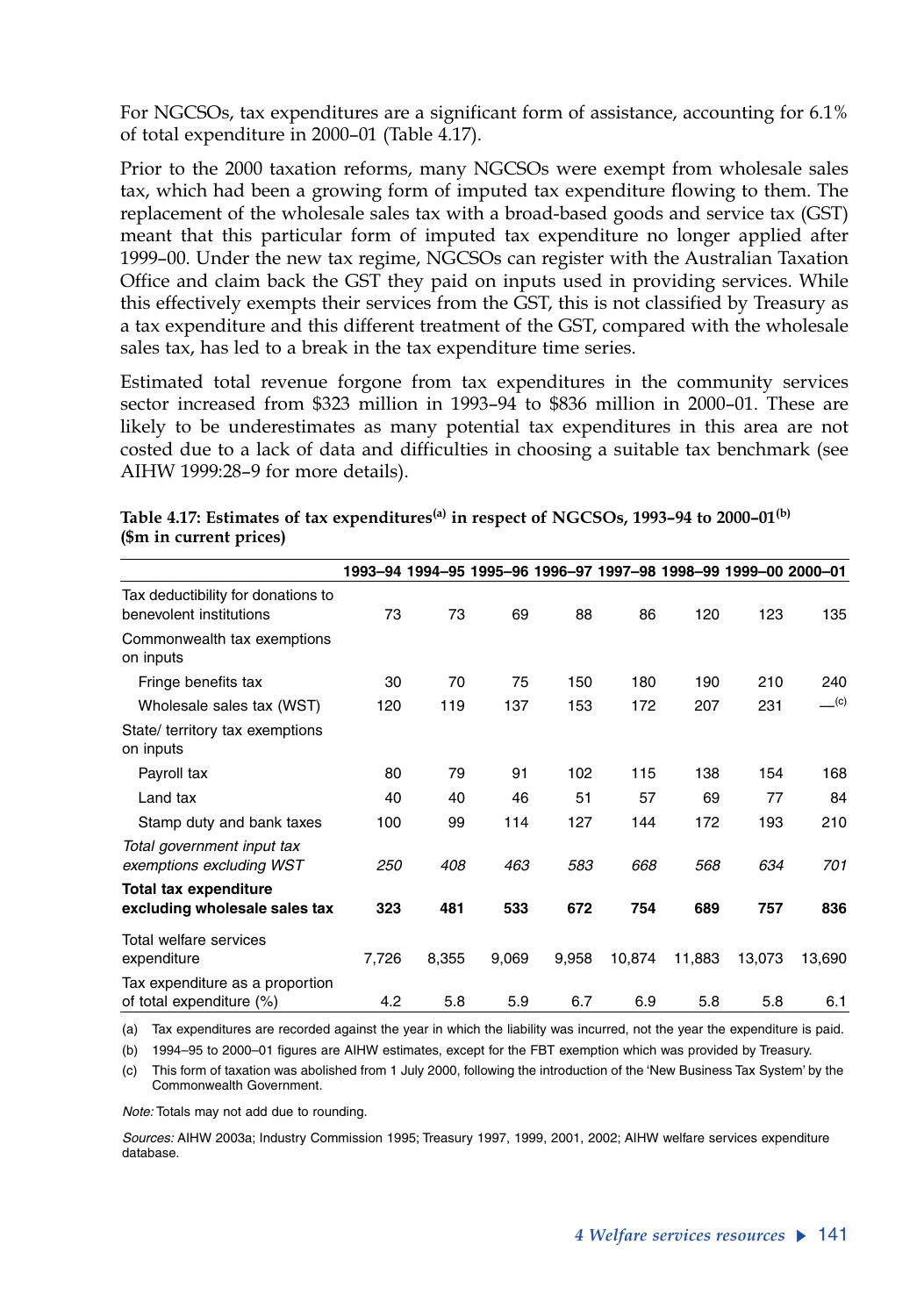For NGCSOs, tax expenditures are a significant form of assistance, accounting for 6.1% of total expenditure in 2000–01 (Table 4.17).

Prior to the 2000 taxation reforms, many NGCSOs were exempt from wholesale sales tax, which had been a growing form of imputed tax expenditure flowing to them. The replacement of the wholesale sales tax with a broad-based goods and service tax (GST) meant that this particular form of imputed tax expenditure no longer applied after 1999–00. Under the new tax regime, NGCSOs can register with the Australian Taxation Office and claim back the GST they paid on inputs used in providing services. While this effectively exempts their services from the GST, this is not classified by Treasury as a tax expenditure and this different treatment of the GST, compared with the wholesale sales tax, has led to a break in the tax expenditure time series.

Estimated total revenue forgone from tax expenditures in the community services sector increased from $323 million in 1993–94 to $836 million in 2000–01. These are likely to be underestimates as many potential tax expenditures in this area are not costed due to a lack of data and difficulties in choosing a suitable tax benchmark (see AIHW 1999:28–9 for more details).

**Table 4.17: Estimates of tax expenditures[(a)] in respect of NGCSOs, 1993–94 to 2000–01[(b)] ($m in current prices)**

| | 1993–94 | 1994–95 | 1995–96 | 1996–97 | 1997–98 | 1998–99 | 1999–00 | 2000–01 |
|---|---|---|---|---|---|---|---|---|
| Tax deductibility for donations to benevolent institutions | 73 | 73 | 69 | 88 | 86 | 120 | 123 | 135 |
| Commonwealth tax exemptions on inputs | | | | | | | | |
| Fringe benefits tax | 30 | 70 | 75 | 150 | 180 | 190 | 210 | 240 |
| Wholesale sales tax (WST) | 120 | 119 | 137 | 153 | 172 | 207 | 231 | —[(c)] |
| State/ territory tax exemptions on inputs | | | | | | | | |
| Payroll tax | 80 | 79 | 91 | 102 | 115 | 138 | 154 | 168 |
| Land tax | 40 | 40 | 46 | 51 | 57 | 69 | 77 | 84 |
| Stamp duty and bank taxes | 100 | 99 | 114 | 127 | 144 | 172 | 193 | 210 |
| *Total government input tax exemptions excluding WST* | *250* | *408* | *463* | *583* | *668* | *568* | *634* | *701* |
| **Total tax expenditure excluding wholesale sales tax** | **323** | **481** | **533** | **672** | **754** | **689** | **757** | **836** |
| Total welfare services expenditure | 7,726 | 8,355 | 9,069 | 9,958 | 10,874 | 11,883 | 13,073 | 13,690 |
| Tax expenditure as a proportion of total expenditure (%) | 4.2 | 5.8 | 5.9 | 6.7 | 6.9 | 5.8 | 5.8 | 6.1 |

(a) Tax expenditures are recorded against the year in which the liability was incurred, not the year the expenditure is paid.

(b) 1994–95 to 2000–01 figures are AIHW estimates, except for the FBT exemption which was provided by Treasury.

(c) This form of taxation was abolished from 1 July 2000, following the introduction of the 'New Business Tax System' by the Commonwealth Government.

*Note:* Totals may not add due to rounding.

*Sources:* AIHW 2003a; Industry Commission 1995; Treasury 1997, 1999, 2001, 2002; AIHW welfare services expenditure database.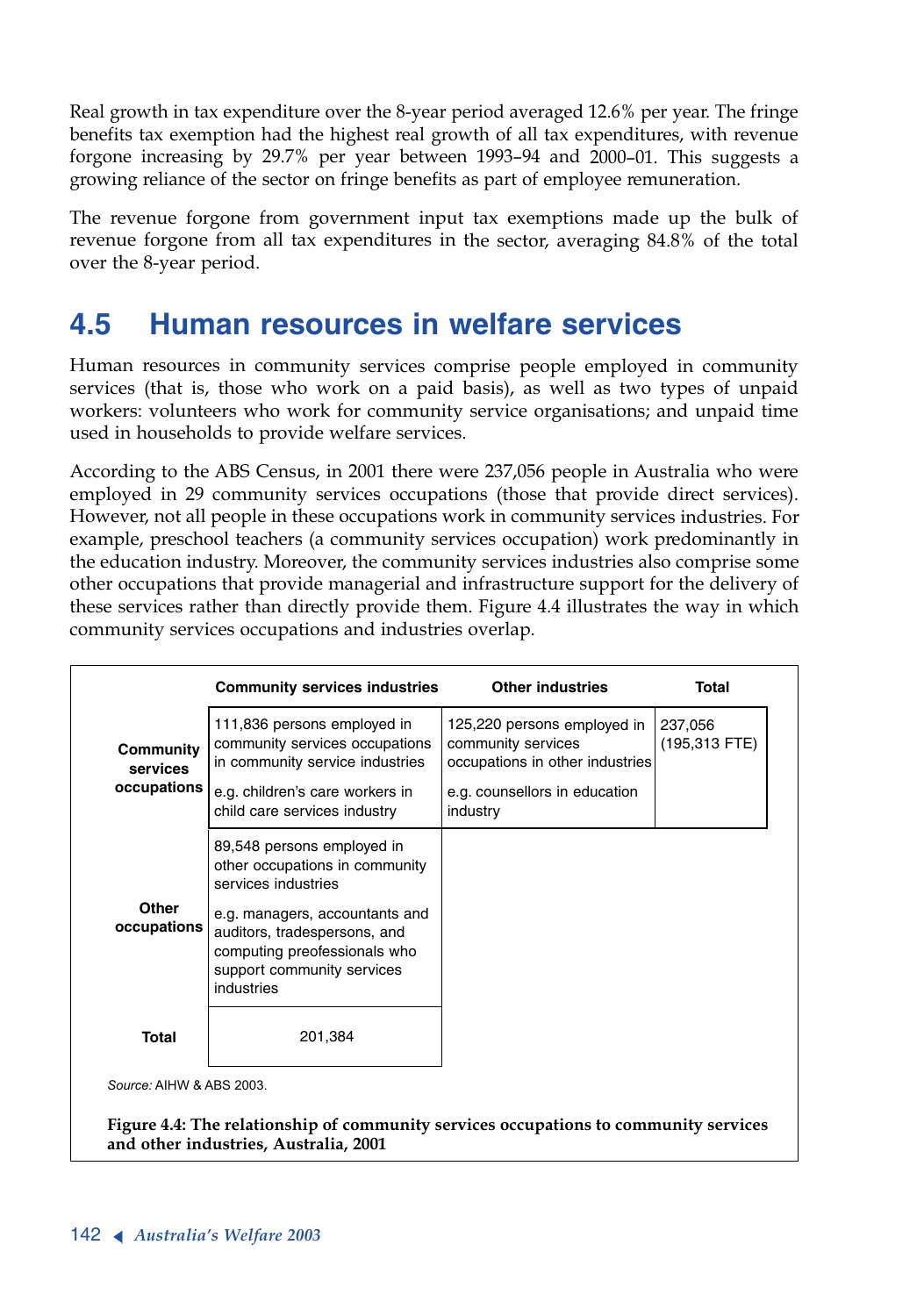Real growth in tax expenditure over the 8-year period averaged 12.6% per year. The fringe benefits tax exemption had the highest real growth of all tax expenditures, with revenue forgone increasing by 29.7% per year between 1993–94 and 2000–01. This suggests a growing reliance of the sector on fringe benefits as part of employee remuneration.

The revenue forgone from government input tax exemptions made up the bulk of revenue forgone from all tax expenditures in the sector, averaging 84.8% of the total over the 8-year period.

## 4.5 Human resources in welfare services

Human resources in community services comprise people employed in community services (that is, those who work on a paid basis), as well as two types of unpaid workers: volunteers who work for community service organisations; and unpaid time used in households to provide welfare services.

According to the ABS Census, in 2001 there were 237,056 people in Australia who were employed in 29 community services occupations (those that provide direct services). However, not all people in these occupations work in community services industries. For example, preschool teachers (a community services occupation) work predominantly in the education industry. Moreover, the community services industries also comprise some other occupations that provide managerial and infrastructure support for the delivery of these services rather than directly provide them. Figure 4.4 illustrates the way in which community services occupations and industries overlap.

| | Community services industries | Other industries | Total |
|---|---|---|---|
| **Community services occupations** | 111,836 persons employed in community services occupations in community service industries<br><br>e.g. children's care workers in child care services industry | 125,220 persons employed in community services occupations in other industries<br><br>e.g. counsellors in education industry | 237,056 (195,313 FTE) |
| **Other occupations** | 89,548 persons employed in other occupations in community services industries<br><br>e.g. managers, accountants and auditors, tradespersons, and computing preofessionals who support community services industries | | |
| **Total** | 201,384 | | |

*Source:* AIHW & ABS 2003.

**Figure 4.4: The relationship of community services occupations to community services and other industries, Australia, 2001**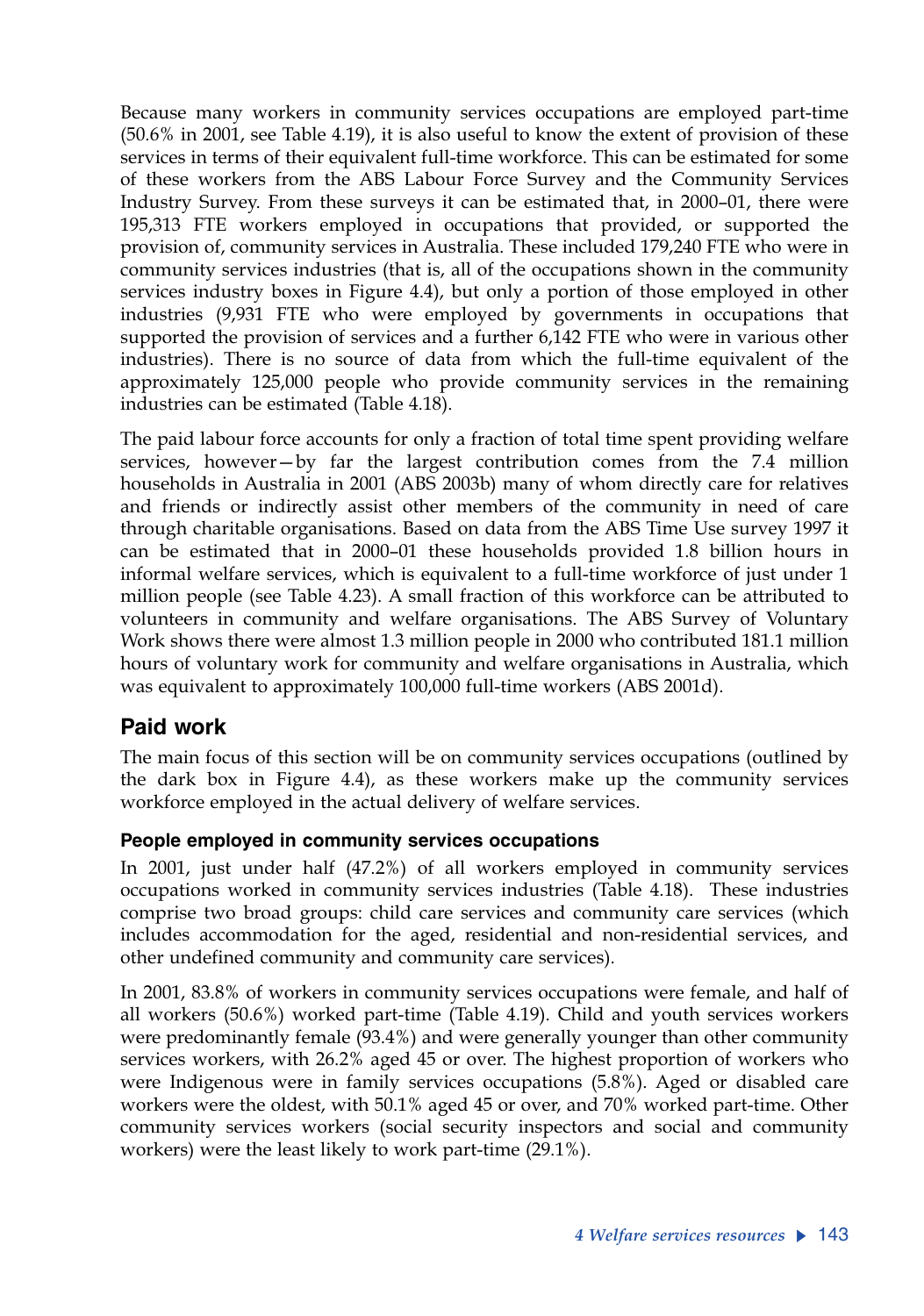Because many workers in community services occupations are employed part-time (50.6% in 2001, see Table 4.19), it is also useful to know the extent of provision of these services in terms of their equivalent full-time workforce. This can be estimated for some of these workers from the ABS Labour Force Survey and the Community Services Industry Survey. From these surveys it can be estimated that, in 2000–01, there were 195,313 FTE workers employed in occupations that provided, or supported the provision of, community services in Australia. These included 179,240 FTE who were in community services industries (that is, all of the occupations shown in the community services industry boxes in Figure 4.4), but only a portion of those employed in other industries (9,931 FTE who were employed by governments in occupations that supported the provision of services and a further 6,142 FTE who were in various other industries). There is no source of data from which the full-time equivalent of the approximately 125,000 people who provide community services in the remaining industries can be estimated (Table 4.18).

The paid labour force accounts for only a fraction of total time spent providing welfare services, however—by far the largest contribution comes from the 7.4 million households in Australia in 2001 (ABS 2003b) many of whom directly care for relatives and friends or indirectly assist other members of the community in need of care through charitable organisations. Based on data from the ABS Time Use survey 1997 it can be estimated that in 2000–01 these households provided 1.8 billion hours in informal welfare services, which is equivalent to a full-time workforce of just under 1 million people (see Table 4.23). A small fraction of this workforce can be attributed to volunteers in community and welfare organisations. The ABS Survey of Voluntary Work shows there were almost 1.3 million people in 2000 who contributed 181.1 million hours of voluntary work for community and welfare organisations in Australia, which was equivalent to approximately 100,000 full-time workers (ABS 2001d).

## Paid work

The main focus of this section will be on community services occupations (outlined by the dark box in Figure 4.4), as these workers make up the community services workforce employed in the actual delivery of welfare services.

### People employed in community services occupations

In 2001, just under half (47.2%) of all workers employed in community services occupations worked in community services industries (Table 4.18). These industries comprise two broad groups: child care services and community care services (which includes accommodation for the aged, residential and non-residential services, and other undefined community and community care services).

In 2001, 83.8% of workers in community services occupations were female, and half of all workers (50.6%) worked part-time (Table 4.19). Child and youth services workers were predominantly female (93.4%) and were generally younger than other community services workers, with 26.2% aged 45 or over. The highest proportion of workers who were Indigenous were in family services occupations (5.8%). Aged or disabled care workers were the oldest, with 50.1% aged 45 or over, and 70% worked part-time. Other community services workers (social security inspectors and social and community workers) were the least likely to work part-time (29.1%).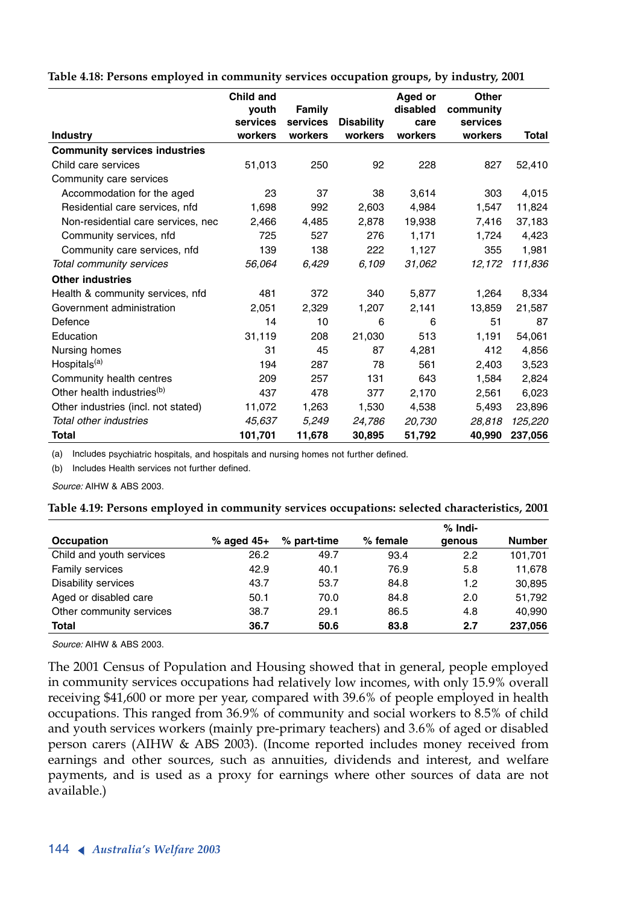**Table 4.18: Persons employed in community services occupation groups, by industry, 2001**

| Industry | Child and youth services workers | Family services workers | Disability workers | Aged or disabled care workers | Other community services workers | Total |
|---|---|---|---|---|---|---|
| **Community services industries** | | | | | | |
| Child care services | 51,013 | 250 | 92 | 228 | 827 | 52,410 |
| Community care services | | | | | | |
| Accommodation for the aged | 23 | 37 | 38 | 3,614 | 303 | 4,015 |
| Residential care services, nfd | 1,698 | 992 | 2,603 | 4,984 | 1,547 | 11,824 |
| Non-residential care services, nec | 2,466 | 4,485 | 2,878 | 19,938 | 7,416 | 37,183 |
| Community services, nfd | 725 | 527 | 276 | 1,171 | 1,724 | 4,423 |
| Community care services, nfd | 139 | 138 | 222 | 1,127 | 355 | 1,981 |
| *Total community services* | *56,064* | *6,429* | *6,109* | *31,062* | *12,172* | *111,836* |
| **Other industries** | | | | | | |
| Health & community services, nfd | 481 | 372 | 340 | 5,877 | 1,264 | 8,334 |
| Government administration | 2,051 | 2,329 | 1,207 | 2,141 | 13,859 | 21,587 |
| Defence | 14 | 10 | 6 | 6 | 51 | 87 |
| Education | 31,119 | 208 | 21,030 | 513 | 1,191 | 54,061 |
| Nursing homes | 31 | 45 | 87 | 4,281 | 412 | 4,856 |
| Hospitals[(a)] | 194 | 287 | 78 | 561 | 2,403 | 3,523 |
| Community health centres | 209 | 257 | 131 | 643 | 1,584 | 2,824 |
| Other health industries[(b)] | 437 | 478 | 377 | 2,170 | 2,561 | 6,023 |
| Other industries (incl. not stated) | 11,072 | 1,263 | 1,530 | 4,538 | 5,493 | 23,896 |
| *Total other industries* | *45,637* | *5,249* | *24,786* | *20,730* | *28,818* | *125,220* |
| **Total** | **101,701** | **11,678** | **30,895** | **51,792** | **40,990** | **237,056** |

(a) Includes psychiatric hospitals, and hospitals and nursing homes not further defined.

(b) Includes Health services not further defined.

*Source:* AIHW & ABS 2003.

**Table 4.19: Persons employed in community services occupations: selected characteristics, 2001**

| Occupation | % aged 45+ | % part-time | % female | % Indigenous | Number |
|---|---|---|---|---|---|
| Child and youth services | 26.2 | 49.7 | 93.4 | 2.2 | 101,701 |
| Family services | 42.9 | 40.1 | 76.9 | 5.8 | 11,678 |
| Disability services | 43.7 | 53.7 | 84.8 | 1.2 | 30,895 |
| Aged or disabled care | 50.1 | 70.0 | 84.8 | 2.0 | 51,792 |
| Other community services | 38.7 | 29.1 | 86.5 | 4.8 | 40,990 |
| **Total** | **36.7** | **50.6** | **83.8** | **2.7** | **237,056** |

*Source:* AIHW & ABS 2003.

The 2001 Census of Population and Housing showed that in general, people employed in community services occupations had relatively low incomes, with only 15.9% overall receiving $41,600 or more per year, compared with 39.6% of people employed in health occupations. This ranged from 36.9% of community and social workers to 8.5% of child and youth services workers (mainly pre-primary teachers) and 3.6% of aged or disabled person carers (AIHW & ABS 2003). (Income reported includes money received from earnings and other sources, such as annuities, dividends and interest, and welfare payments, and is used as a proxy for earnings where other sources of data are not available.)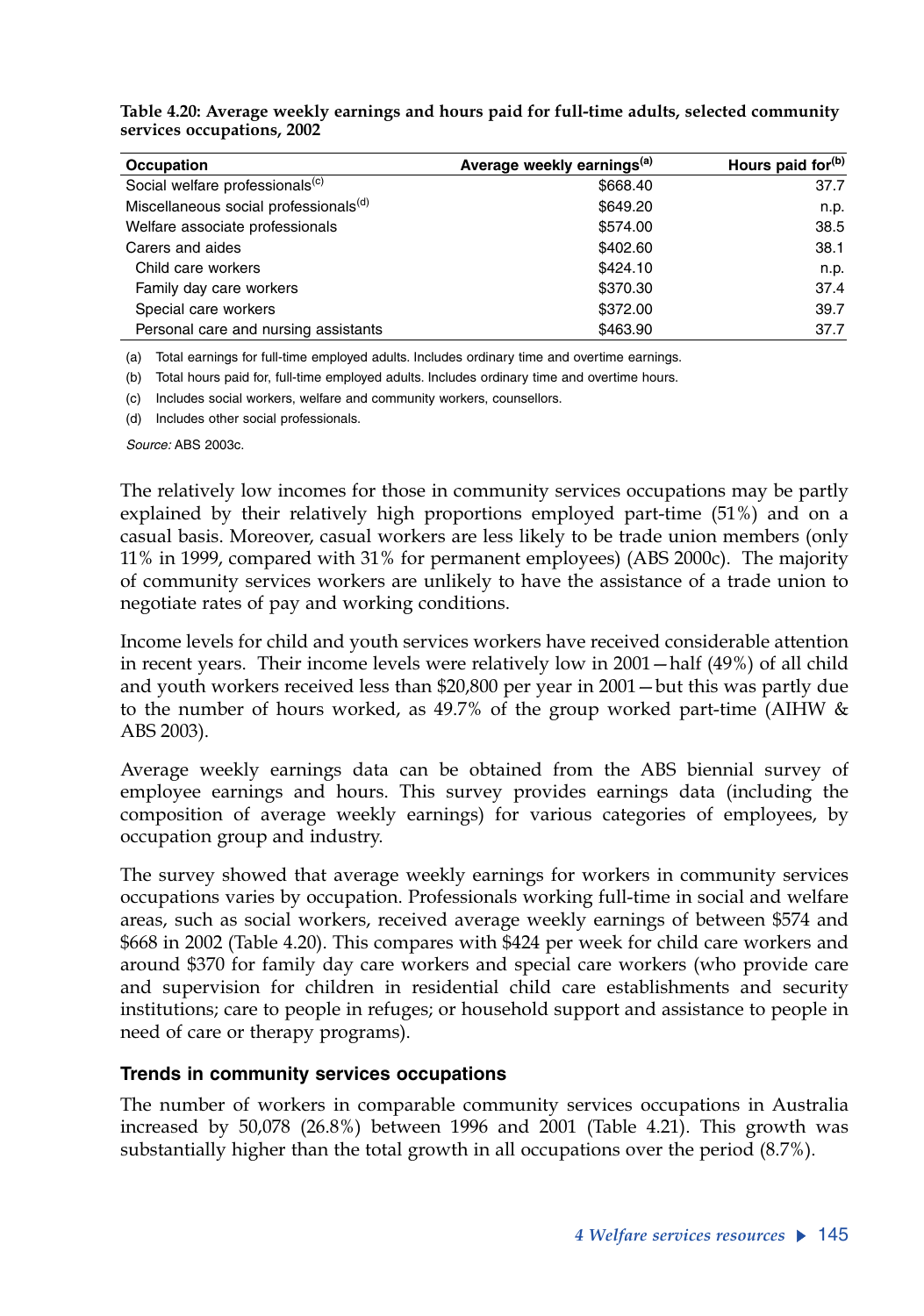**Table 4.20: Average weekly earnings and hours paid for full-time adults, selected community services occupations, 2002**

| Occupation | Average weekly earnings[(a)] | Hours paid for[(b)] |
|---|---|---|
| Social welfare professionals[(c)] | $668.40 | 37.7 |
| Miscellaneous social professionals[(d)] | $649.20 | n.p. |
| Welfare associate professionals | $574.00 | 38.5 |
| Carers and aides | $402.60 | 38.1 |
| Child care workers | $424.10 | n.p. |
| Family day care workers | $370.30 | 37.4 |
| Special care workers | $372.00 | 39.7 |
| Personal care and nursing assistants | $463.90 | 37.7 |

(a) Total earnings for full-time employed adults. Includes ordinary time and overtime earnings.

(b) Total hours paid for, full-time employed adults. Includes ordinary time and overtime hours.

(c) Includes social workers, welfare and community workers, counsellors.

(d) Includes other social professionals.

*Source:* ABS 2003c.

The relatively low incomes for those in community services occupations may be partly explained by their relatively high proportions employed part-time (51%) and on a casual basis. Moreover, casual workers are less likely to be trade union members (only 11% in 1999, compared with 31% for permanent employees) (ABS 2000c). The majority of community services workers are unlikely to have the assistance of a trade union to negotiate rates of pay and working conditions.

Income levels for child and youth services workers have received considerable attention in recent years. Their income levels were relatively low in 2001—half (49%) of all child and youth workers received less than $20,800 per year in 2001—but this was partly due to the number of hours worked, as 49.7% of the group worked part-time (AIHW & ABS 2003).

Average weekly earnings data can be obtained from the ABS biennial survey of employee earnings and hours. This survey provides earnings data (including the composition of average weekly earnings) for various categories of employees, by occupation group and industry.

The survey showed that average weekly earnings for workers in community services occupations varies by occupation. Professionals working full-time in social and welfare areas, such as social workers, received average weekly earnings of between $574 and $668 in 2002 (Table 4.20). This compares with $424 per week for child care workers and around $370 for family day care workers and special care workers (who provide care and supervision for children in residential child care establishments and security institutions; care to people in refuges; or household support and assistance to people in need of care or therapy programs).

### Trends in community services occupations

The number of workers in comparable community services occupations in Australia increased by 50,078 (26.8%) between 1996 and 2001 (Table 4.21). This growth was substantially higher than the total growth in all occupations over the period (8.7%).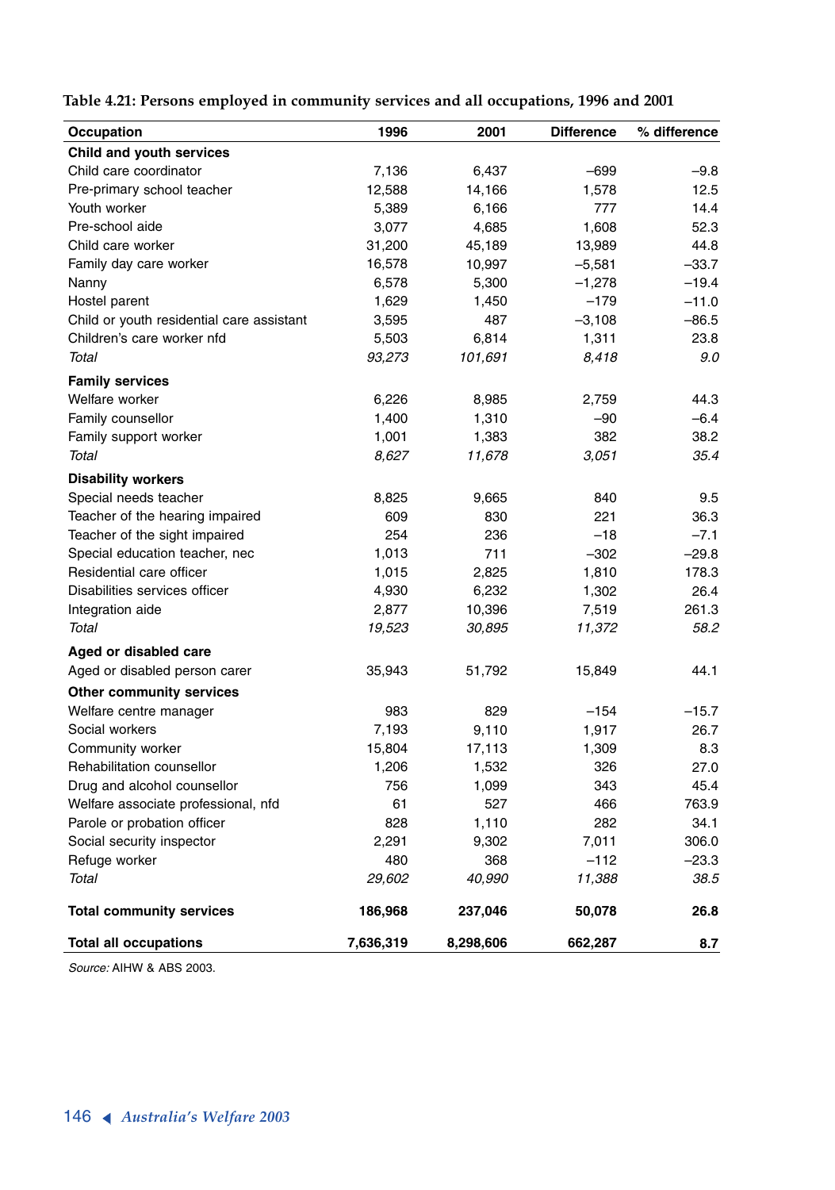**Table 4.21: Persons employed in community services and all occupations, 1996 and 2001**

| Occupation | 1996 | 2001 | Difference | % difference |
|---|---|---|---|---|
| **Child and youth services** | | | | |
| Child care coordinator | 7,136 | 6,437 | –699 | –9.8 |
| Pre-primary school teacher | 12,588 | 14,166 | 1,578 | 12.5 |
| Youth worker | 5,389 | 6,166 | 777 | 14.4 |
| Pre-school aide | 3,077 | 4,685 | 1,608 | 52.3 |
| Child care worker | 31,200 | 45,189 | 13,989 | 44.8 |
| Family day care worker | 16,578 | 10,997 | –5,581 | –33.7 |
| Nanny | 6,578 | 5,300 | –1,278 | –19.4 |
| Hostel parent | 1,629 | 1,450 | –179 | –11.0 |
| Child or youth residential care assistant | 3,595 | 487 | –3,108 | –86.5 |
| Children's care worker nfd | 5,503 | 6,814 | 1,311 | 23.8 |
| *Total* | *93,273* | *101,691* | *8,418* | *9.0* |
| **Family services** | | | | |
| Welfare worker | 6,226 | 8,985 | 2,759 | 44.3 |
| Family counsellor | 1,400 | 1,310 | –90 | –6.4 |
| Family support worker | 1,001 | 1,383 | 382 | 38.2 |
| *Total* | *8,627* | *11,678* | *3,051* | *35.4* |
| **Disability workers** | | | | |
| Special needs teacher | 8,825 | 9,665 | 840 | 9.5 |
| Teacher of the hearing impaired | 609 | 830 | 221 | 36.3 |
| Teacher of the sight impaired | 254 | 236 | –18 | –7.1 |
| Special education teacher, nec | 1,013 | 711 | –302 | –29.8 |
| Residential care officer | 1,015 | 2,825 | 1,810 | 178.3 |
| Disabilities services officer | 4,930 | 6,232 | 1,302 | 26.4 |
| Integration aide | 2,877 | 10,396 | 7,519 | 261.3 |
| *Total* | *19,523* | *30,895* | *11,372* | *58.2* |
| **Aged or disabled care** | | | | |
| Aged or disabled person carer | 35,943 | 51,792 | 15,849 | 44.1 |
| **Other community services** | | | | |
| Welfare centre manager | 983 | 829 | –154 | –15.7 |
| Social workers | 7,193 | 9,110 | 1,917 | 26.7 |
| Community worker | 15,804 | 17,113 | 1,309 | 8.3 |
| Rehabilitation counsellor | 1,206 | 1,532 | 326 | 27.0 |
| Drug and alcohol counsellor | 756 | 1,099 | 343 | 45.4 |
| Welfare associate professional, nfd | 61 | 527 | 466 | 763.9 |
| Parole or probation officer | 828 | 1,110 | 282 | 34.1 |
| Social security inspector | 2,291 | 9,302 | 7,011 | 306.0 |
| Refuge worker | 480 | 368 | –112 | –23.3 |
| *Total* | *29,602* | *40,990* | *11,388* | *38.5* |
| **Total community services** | **186,968** | **237,046** | **50,078** | **26.8** |
| **Total all occupations** | **7,636,319** | **8,298,606** | **662,287** | **8.7** |

*Source:* AIHW & ABS 2003.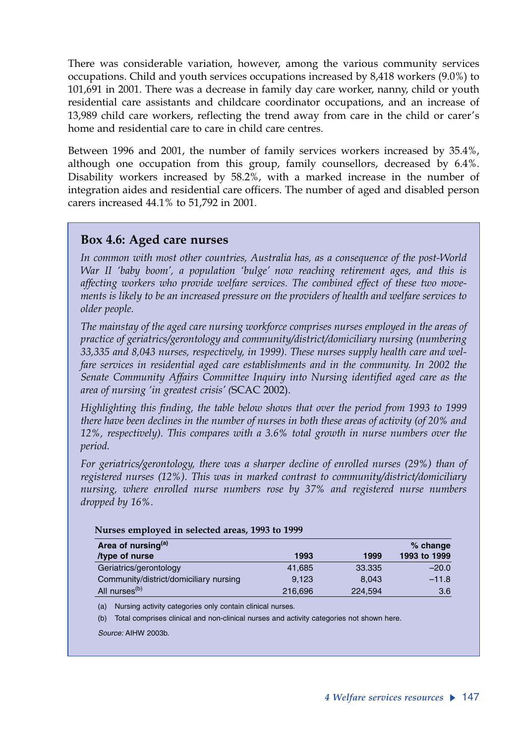There was considerable variation, however, among the various community services occupations. Child and youth services occupations increased by 8,418 workers (9.0%) to 101,691 in 2001. There was a decrease in family day care worker, nanny, child or youth residential care assistants and childcare coordinator occupations, and an increase of 13,989 child care workers, reflecting the trend away from care in the child or carer's home and residential care to care in child care centres.

Between 1996 and 2001, the number of family services workers increased by 35.4%, although one occupation from this group, family counsellors, decreased by 6.4%. Disability workers increased by 58.2%, with a marked increase in the number of integration aides and residential care officers. The number of aged and disabled person carers increased 44.1% to 51,792 in 2001.

## Box 4.6: Aged care nurses

*In common with most other countries, Australia has, as a consequence of the post-World War II 'baby boom', a population 'bulge' now reaching retirement ages, and this is affecting workers who provide welfare services. The combined effect of these two movements is likely to be an increased pressure on the providers of health and welfare services to older people.*

*The mainstay of the aged care nursing workforce comprises nurses employed in the areas of practice of geriatrics/gerontology and community/district/domiciliary nursing (numbering 33,335 and 8,043 nurses, respectively, in 1999). These nurses supply health care and welfare services in residential aged care establishments and in the community. In 2002 the Senate Community Affairs Committee Inquiry into Nursing identified aged care as the area of nursing 'in greatest crisis' (*SCAC 2002).

*Highlighting this finding, the table below shows that over the period from 1993 to 1999 there have been declines in the number of nurses in both these areas of activity (of 20% and 12%, respectively). This compares with a 3.6% total growth in nurse numbers over the period.*

*For geriatrics/gerontology, there was a sharper decline of enrolled nurses (29%) than of registered nurses (12%). This was in marked contrast to community/district/domiciliary nursing, where enrolled nurse numbers rose by 37% and registered nurse numbers dropped by 16%.*

**Nurses employed in selected areas, 1993 to 1999**

| Area of nursing[(a)] /type of nurse | 1993 | 1999 | % change 1993 to 1999 |
|---|---|---|---|
| Geriatrics/gerontology | 41,685 | 33.335 | –20.0 |
| Community/district/domiciliary nursing | 9,123 | 8,043 | –11.8 |
| All nurses[(b)] | 216,696 | 224,594 | 3.6 |

(a) Nursing activity categories only contain clinical nurses.

(b) Total comprises clinical and non-clinical nurses and activity categories not shown here.

*Source:* AIHW 2003b.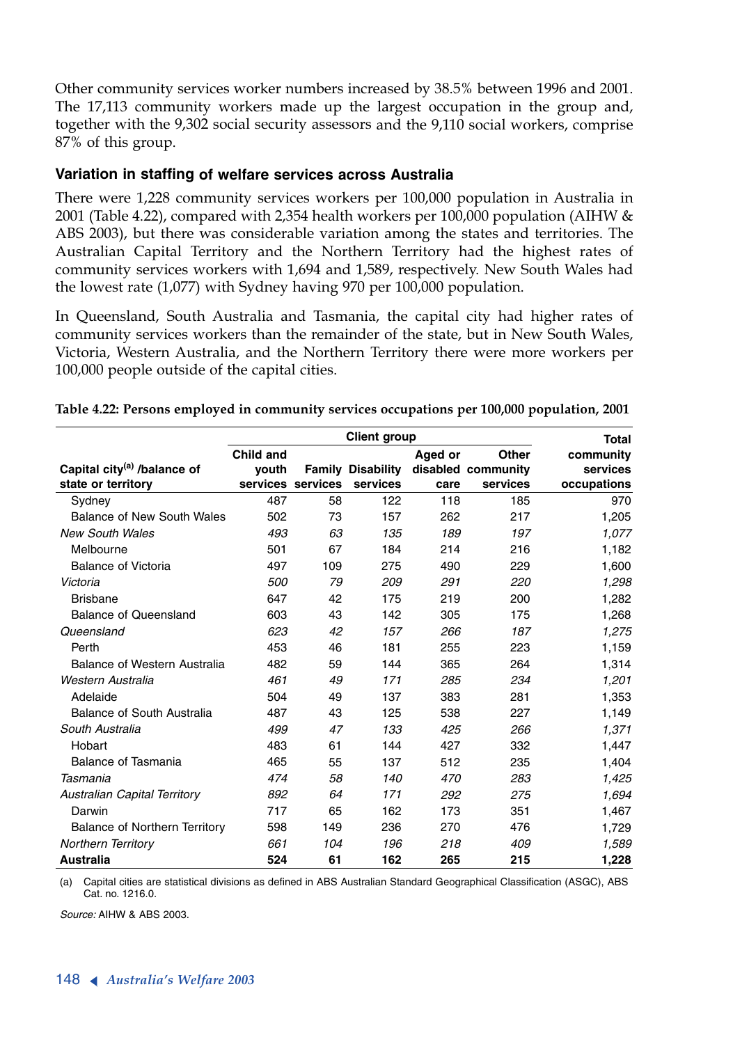Other community services worker numbers increased by 38.5% between 1996 and 2001. The 17,113 community workers made up the largest occupation in the group and, together with the 9,302 social security assessors and the 9,110 social workers, comprise 87% of this group.

### Variation in staffing of welfare services across Australia

There were 1,228 community services workers per 100,000 population in Australia in 2001 (Table 4.22), compared with 2,354 health workers per 100,000 population (AIHW & ABS 2003), but there was considerable variation among the states and territories. The Australian Capital Territory and the Northern Territory had the highest rates of community services workers with 1,694 and 1,589, respectively. New South Wales had the lowest rate (1,077) with Sydney having 970 per 100,000 population.

In Queensland, South Australia and Tasmania, the capital city had higher rates of community services workers than the remainder of the state, but in New South Wales, Victoria, Western Australia, and the Northern Territory there were more workers per 100,000 people outside of the capital cities.

**Table 4.22: Persons employed in community services occupations per 100,000 population, 2001**

| | Client group | | | | | Total |
|---|---|---|---|---|---|---|
| Capital city[a] /balance of state or territory | Child and youth services | Family services | Disability services | Aged or disabled care | Other community services | community services occupations |
| Sydney | 487 | 58 | 122 | 118 | 185 | 970 |
| Balance of New South Wales | 502 | 73 | 157 | 262 | 217 | 1,205 |
| *New South Wales* | *493* | *63* | *135* | *189* | *197* | *1,077* |
| Melbourne | 501 | 67 | 184 | 214 | 216 | 1,182 |
| Balance of Victoria | 497 | 109 | 275 | 490 | 229 | 1,600 |
| *Victoria* | *500* | *79* | *209* | *291* | *220* | *1,298* |
| Brisbane | 647 | 42 | 175 | 219 | 200 | 1,282 |
| Balance of Queensland | 603 | 43 | 142 | 305 | 175 | 1,268 |
| *Queensland* | *623* | *42* | *157* | *266* | *187* | *1,275* |
| Perth | 453 | 46 | 181 | 255 | 223 | 1,159 |
| Balance of Western Australia | 482 | 59 | 144 | 365 | 264 | 1,314 |
| *Western Australia* | *461* | *49* | *171* | *285* | *234* | *1,201* |
| Adelaide | 504 | 49 | 137 | 383 | 281 | 1,353 |
| Balance of South Australia | 487 | 43 | 125 | 538 | 227 | 1,149 |
| *South Australia* | *499* | *47* | *133* | *425* | *266* | *1,371* |
| Hobart | 483 | 61 | 144 | 427 | 332 | 1,447 |
| Balance of Tasmania | 465 | 55 | 137 | 512 | 235 | 1,404 |
| *Tasmania* | *474* | *58* | *140* | *470* | *283* | *1,425* |
| *Australian Capital Territory* | *892* | *64* | *171* | *292* | *275* | *1,694* |
| Darwin | 717 | 65 | 162 | 173 | 351 | 1,467 |
| Balance of Northern Territory | 598 | 149 | 236 | 270 | 476 | 1,729 |
| *Northern Territory* | *661* | *104* | *196* | *218* | *409* | *1,589* |
| **Australia** | **524** | **61** | **162** | **265** | **215** | **1,228** |

(a) Capital cities are statistical divisions as defined in ABS Australian Standard Geographical Classification (ASGC), ABS Cat. no. 1216.0.

*Source:* AIHW & ABS 2003.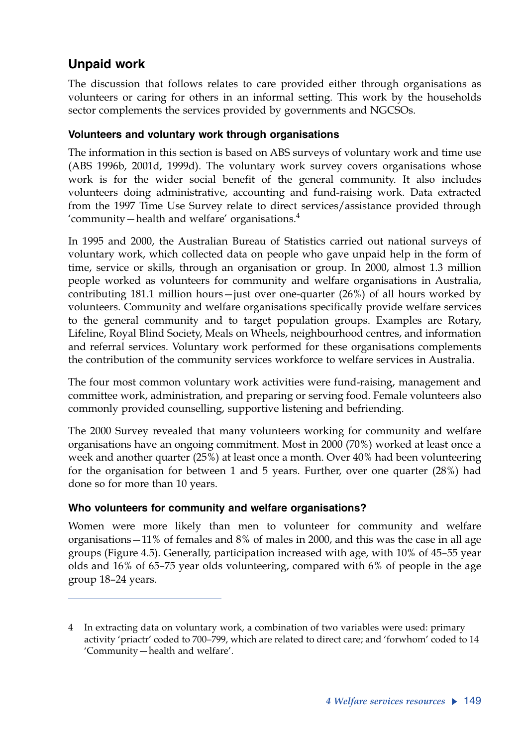## Unpaid work

The discussion that follows relates to care provided either through organisations as volunteers or caring for others in an informal setting. This work by the households sector complements the services provided by governments and NGCSOs.

### Volunteers and voluntary work through organisations

The information in this section is based on ABS surveys of voluntary work and time use (ABS 1996b, 2001d, 1999d). The voluntary work survey covers organisations whose work is for the wider social benefit of the general community. It also includes volunteers doing administrative, accounting and fund-raising work. Data extracted from the 1997 Time Use Survey relate to direct services/assistance provided through 'community—health and welfare' organisations.[4]

In 1995 and 2000, the Australian Bureau of Statistics carried out national surveys of voluntary work, which collected data on people who gave unpaid help in the form of time, service or skills, through an organisation or group. In 2000, almost 1.3 million people worked as volunteers for community and welfare organisations in Australia, contributing 181.1 million hours—just over one-quarter (26%) of all hours worked by volunteers. Community and welfare organisations specifically provide welfare services to the general community and to target population groups. Examples are Rotary, Lifeline, Royal Blind Society, Meals on Wheels, neighbourhood centres, and information and referral services. Voluntary work performed for these organisations complements the contribution of the community services workforce to welfare services in Australia.

The four most common voluntary work activities were fund-raising, management and committee work, administration, and preparing or serving food. Female volunteers also commonly provided counselling, supportive listening and befriending.

The 2000 Survey revealed that many volunteers working for community and welfare organisations have an ongoing commitment. Most in 2000 (70%) worked at least once a week and another quarter (25%) at least once a month. Over 40% had been volunteering for the organisation for between 1 and 5 years. Further, over one quarter (28%) had done so for more than 10 years.

### Who volunteers for community and welfare organisations?

Women were more likely than men to volunteer for community and welfare organisations—11% of females and 8% of males in 2000, and this was the case in all age groups (Figure 4.5). Generally, participation increased with age, with 10% of 45–55 year olds and 16% of 65–75 year olds volunteering, compared with 6% of people in the age group 18–24 years.

---

4 In extracting data on voluntary work, a combination of two variables were used: primary activity 'priactr' coded to 700–799, which are related to direct care; and 'forwhom' coded to 14 'Community—health and welfare'.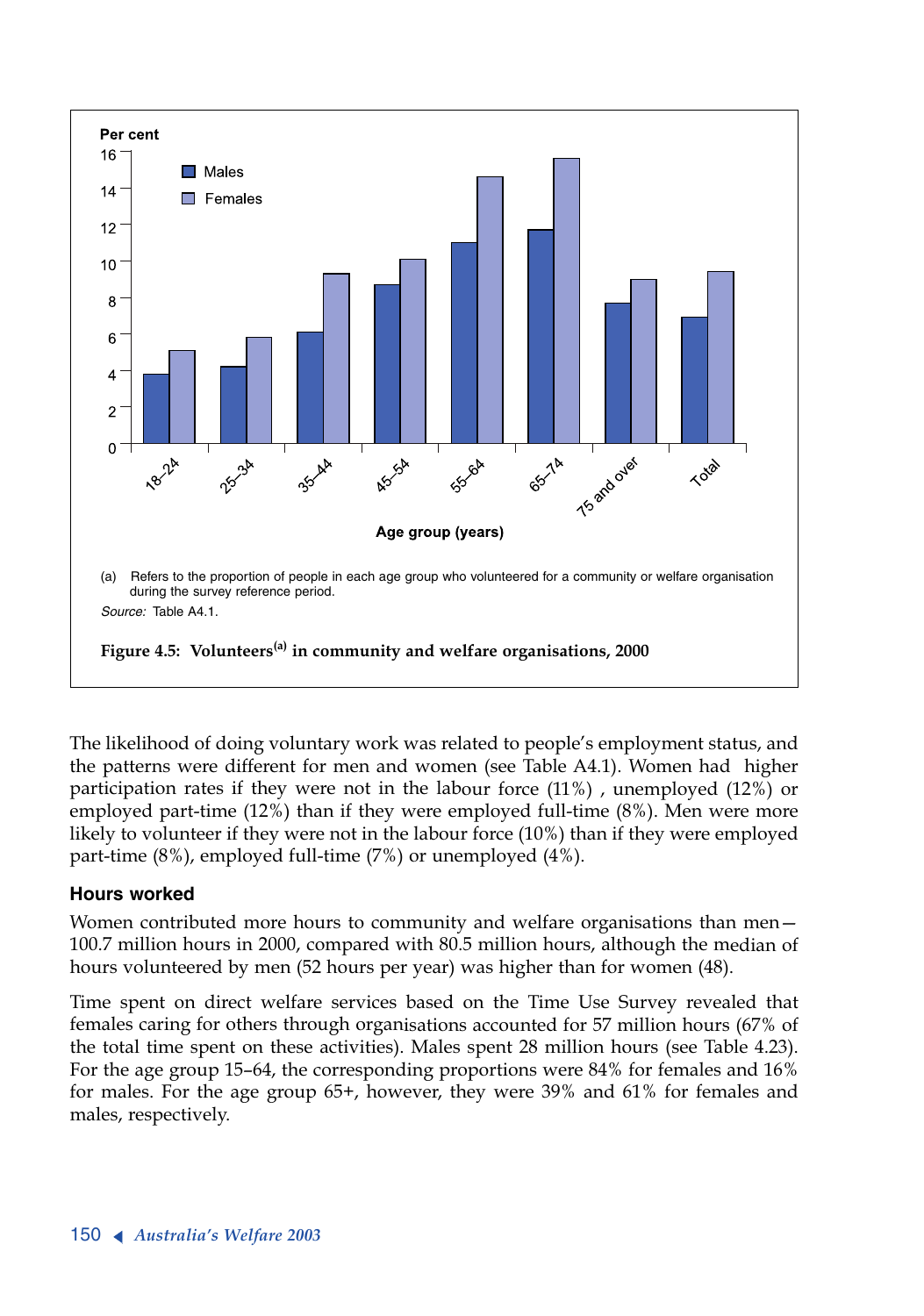(a) Refers to the proportion of people in each age group who volunteered for a community or welfare organisation during the survey reference period.

*Source:* Table A4.1.

**Figure 4.5: Volunteers[(a)] in community and welfare organisations, 2000**

The likelihood of doing voluntary work was related to people's employment status, and the patterns were different for men and women (see Table A4.1). Women had higher participation rates if they were not in the labour force (11%) , unemployed (12%) or employed part-time (12%) than if they were employed full-time (8%). Men were more likely to volunteer if they were not in the labour force (10%) than if they were employed part-time (8%), employed full-time (7%) or unemployed (4%).

### Hours worked

Women contributed more hours to community and welfare organisations than men—100.7 million hours in 2000, compared with 80.5 million hours, although the median of hours volunteered by men (52 hours per year) was higher than for women (48).

Time spent on direct welfare services based on the Time Use Survey revealed that females caring for others through organisations accounted for 57 million hours (67% of the total time spent on these activities). Males spent 28 million hours (see Table 4.23). For the age group 15–64, the corresponding proportions were 84% for females and 16% for males. For the age group 65+, however, they were 39% and 61% for females and males, respectively.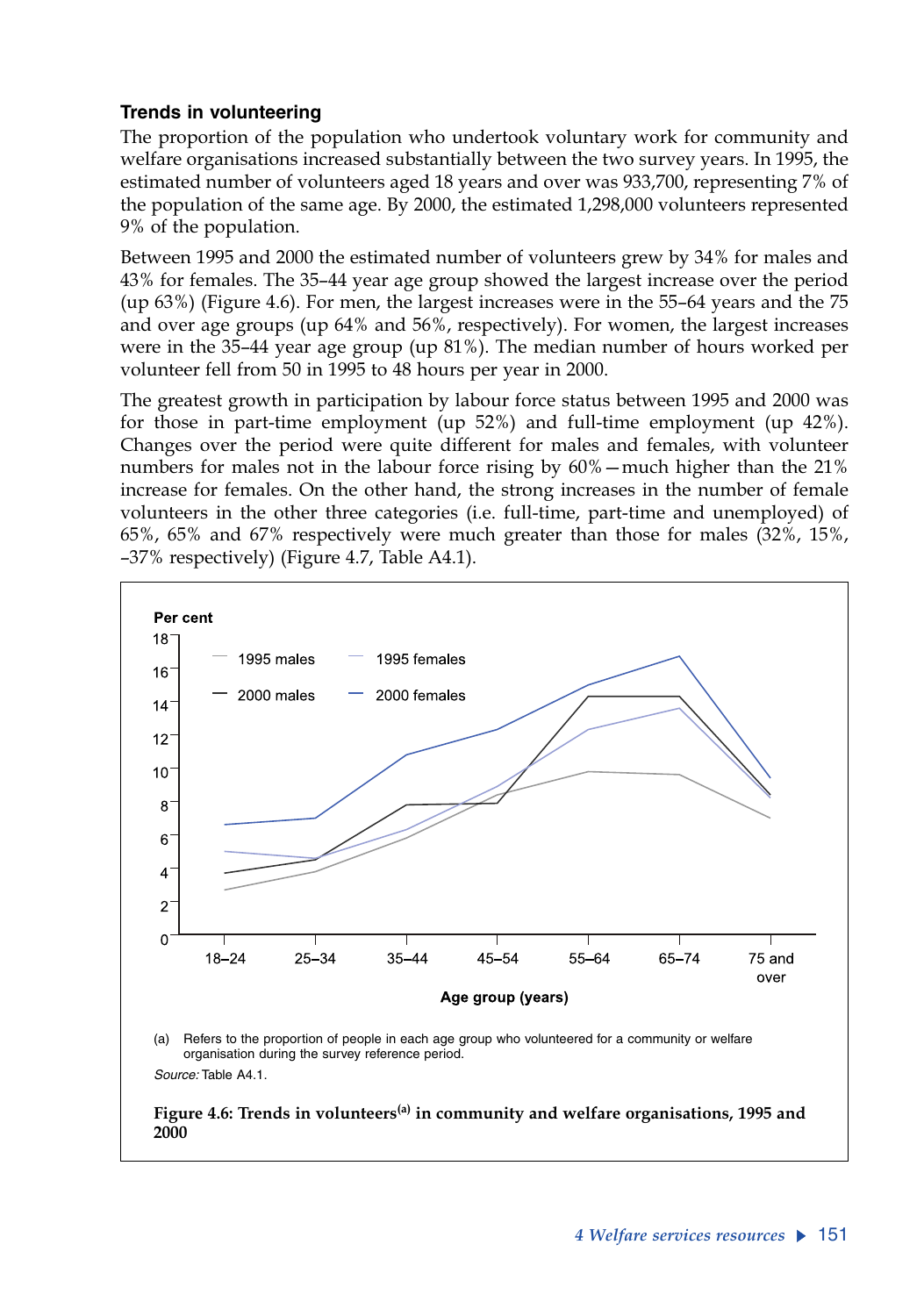### Trends in volunteering

The proportion of the population who undertook voluntary work for community and welfare organisations increased substantially between the two survey years. In 1995, the estimated number of volunteers aged 18 years and over was 933,700, representing 7% of the population of the same age. By 2000, the estimated 1,298,000 volunteers represented 9% of the population.

Between 1995 and 2000 the estimated number of volunteers grew by 34% for males and 43% for females. The 35–44 year age group showed the largest increase over the period (up 63%) (Figure 4.6). For men, the largest increases were in the 55–64 years and the 75 and over age groups (up 64% and 56%, respectively). For women, the largest increases were in the 35–44 year age group (up 81%). The median number of hours worked per volunteer fell from 50 in 1995 to 48 hours per year in 2000.

The greatest growth in participation by labour force status between 1995 and 2000 was for those in part-time employment (up 52%) and full-time employment (up 42%). Changes over the period were quite different for males and females, with volunteer numbers for males not in the labour force rising by 60%—much higher than the 21% increase for females. On the other hand, the strong increases in the number of female volunteers in the other three categories (i.e. full-time, part-time and unemployed) of 65%, 65% and 67% respectively were much greater than those for males (32%, 15%, –37% respectively) (Figure 4.7, Table A4.1).

(a) Refers to the proportion of people in each age group who volunteered for a community or welfare organisation during the survey reference period.

*Source:* Table A4.1.

**Figure 4.6: Trends in volunteers[(a)] in community and welfare organisations, 1995 and 2000**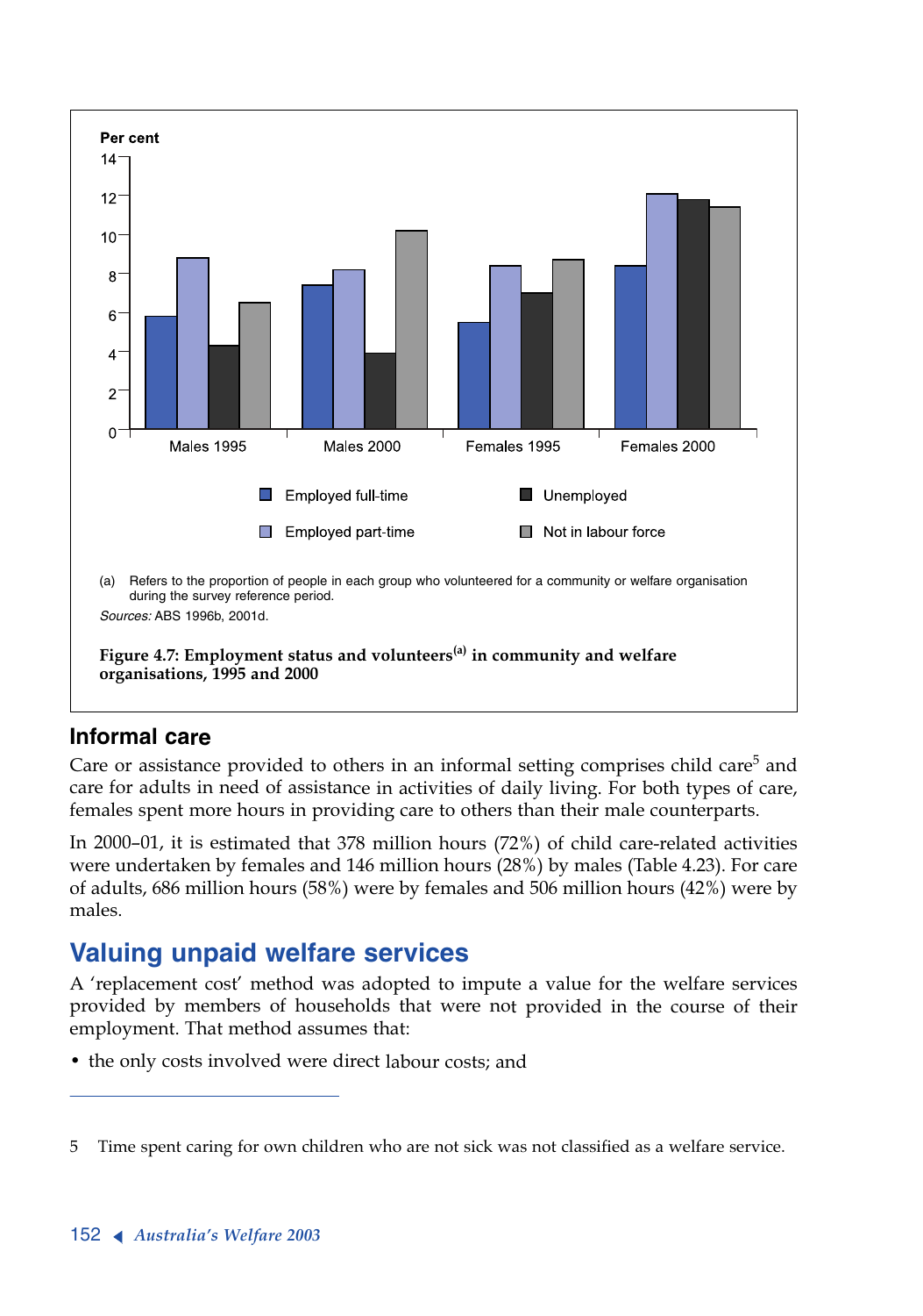Per cent

| | Employed full-time | Employed part-time | Unemployed | Not in labour force |
|---|---|---|---|---|
| Males 1995 | | | | |
| Males 2000 | | | | |
| Females 1995 | | | | |
| Females 2000 | | | | |

(a) Refers to the proportion of people in each group who volunteered for a community or welfare organisation during the survey reference period.

*Sources:* ABS 1996b, 2001d.

**Figure 4.7: Employment status and volunteers[(a)] in community and welfare organisations, 1995 and 2000**

## Informal care

Care or assistance provided to others in an informal setting comprises child care[5] and care for adults in need of assistance in activities of daily living. For both types of care, females spent more hours in providing care to others than their male counterparts.

In 2000–01, it is estimated that 378 million hours (72%) of child care-related activities were undertaken by females and 146 million hours (28%) by males (Table 4.23). For care of adults, 686 million hours (58%) were by females and 506 million hours (42%) were by males.

## Valuing unpaid welfare services

A 'replacement cost' method was adopted to impute a value for the welfare services provided by members of households that were not provided in the course of their employment. That method assumes that:

- the only costs involved were direct labour costs; and

---

5 Time spent caring for own children who are not sick was not classified as a welfare service.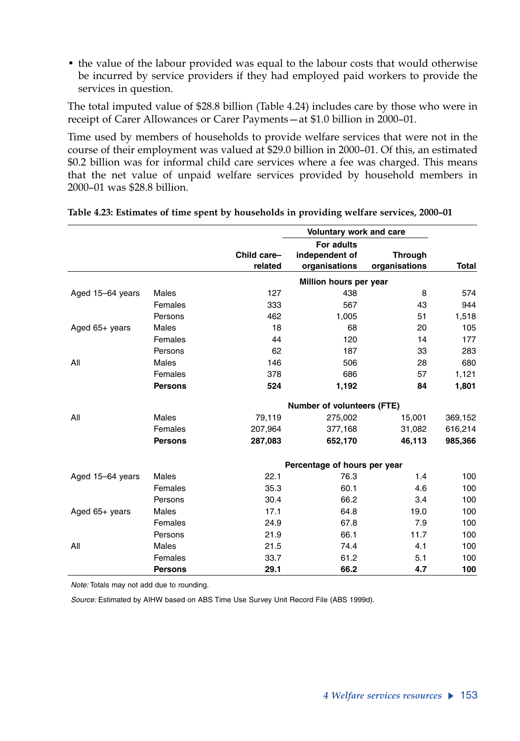- the value of the labour provided was equal to the labour costs that would otherwise be incurred by service providers if they had employed paid workers to provide the services in question.

The total imputed value of $28.8 billion (Table 4.24) includes care by those who were in receipt of Carer Allowances or Carer Payments—at $1.0 billion in 2000–01.

Time used by members of households to provide welfare services that were not in the course of their employment was valued at $29.0 billion in 2000–01. Of this, an estimated $0.2 billion was for informal child care services where a fee was charged. This means that the net value of unpaid welfare services provided by household members in 2000–01 was $28.8 billion.

**Table 4.23: Estimates of time spent by households in providing welfare services, 2000–01**

| | | | Voluntary work and care | | |
|---|---|---|---|---|---|
| | | Child care–related | For adults independent of organisations | Through organisations | Total |
| | | | **Million hours per year** | | |
| Aged 15–64 years | Males | 127 | 438 | 8 | 574 |
| | Females | 333 | 567 | 43 | 944 |
| | Persons | 462 | 1,005 | 51 | 1,518 |
| Aged 65+ years | Males | 18 | 68 | 20 | 105 |
| | Females | 44 | 120 | 14 | 177 |
| | Persons | 62 | 187 | 33 | 283 |
| All | Males | 146 | 506 | 28 | 680 |
| | Females | 378 | 686 | 57 | 1,121 |
| | **Persons** | **524** | **1,192** | **84** | **1,801** |
| | | | **Number of volunteers (FTE)** | | |
| All | Males | 79,119 | 275,002 | 15,001 | 369,152 |
| | Females | 207,964 | 377,168 | 31,082 | 616,214 |
| | **Persons** | **287,083** | **652,170** | **46,113** | **985,366** |
| | | | **Percentage of hours per year** | | |
| Aged 15–64 years | Males | 22.1 | 76.3 | 1.4 | 100 |
| | Females | 35.3 | 60.1 | 4.6 | 100 |
| | Persons | 30.4 | 66.2 | 3.4 | 100 |
| Aged 65+ years | Males | 17.1 | 64.8 | 19.0 | 100 |
| | Females | 24.9 | 67.8 | 7.9 | 100 |
| | Persons | 21.9 | 66.1 | 11.7 | 100 |
| All | Males | 21.5 | 74.4 | 4.1 | 100 |
| | Females | 33.7 | 61.2 | 5.1 | 100 |
| | **Persons** | **29.1** | **66.2** | **4.7** | **100** |

*Note:* Totals may not add due to rounding.

*Source:* Estimated by AIHW based on ABS Time Use Survey Unit Record File (ABS 1999d).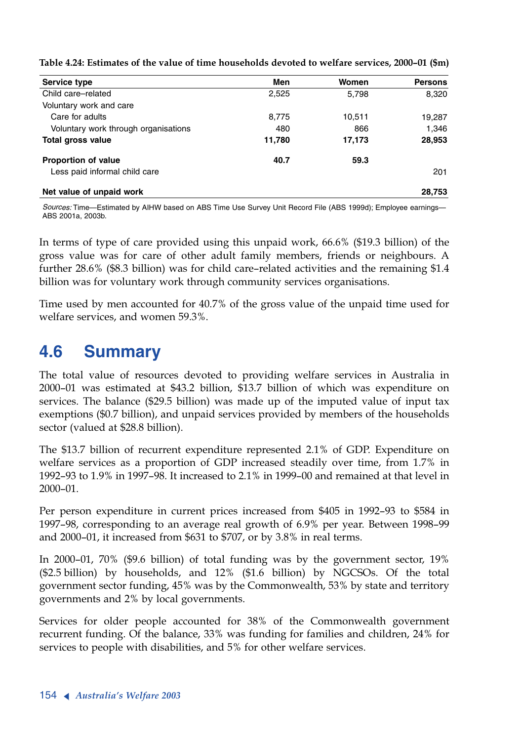**Table 4.24: Estimates of the value of time households devoted to welfare services, 2000–01 ($m)**

| Service type | Men | Women | Persons |
|---|---|---|---|
| Child care–related | 2,525 | 5,798 | 8,320 |
| Voluntary work and care | | | |
| Care for adults | 8,775 | 10,511 | 19,287 |
| Voluntary work through organisations | 480 | 866 | 1,346 |
| **Total gross value** | **11,780** | **17,173** | **28,953** |
| **Proportion of value** | **40.7** | **59.3** | |
| Less paid informal child care | | | 201 |
| **Net value of unpaid work** | | | **28,753** |

*Sources:* Time—Estimated by AIHW based on ABS Time Use Survey Unit Record File (ABS 1999d); Employee earnings—ABS 2001a, 2003b.

In terms of type of care provided using this unpaid work, 66.6% ($19.3 billion) of the gross value was for care of other adult family members, friends or neighbours. A further 28.6% ($8.3 billion) was for child care–related activities and the remaining $1.4 billion was for voluntary work through community services organisations.

Time used by men accounted for 40.7% of the gross value of the unpaid time used for welfare services, and women 59.3%.

## 4.6 Summary

The total value of resources devoted to providing welfare services in Australia in 2000–01 was estimated at $43.2 billion, $13.7 billion of which was expenditure on services. The balance ($29.5 billion) was made up of the imputed value of input tax exemptions ($0.7 billion), and unpaid services provided by members of the households sector (valued at $28.8 billion).

The $13.7 billion of recurrent expenditure represented 2.1% of GDP. Expenditure on welfare services as a proportion of GDP increased steadily over time, from 1.7% in 1992–93 to 1.9% in 1997–98. It increased to 2.1% in 1999–00 and remained at that level in 2000–01.

Per person expenditure in current prices increased from $405 in 1992–93 to $584 in 1997–98, corresponding to an average real growth of 6.9% per year. Between 1998–99 and 2000–01, it increased from $631 to $707, or by 3.8% in real terms.

In 2000–01, 70% ($9.6 billion) of total funding was by the government sector, 19% ($2.5 billion) by households, and 12% ($1.6 billion) by NGCSOs. Of the total government sector funding, 45% was by the Commonwealth, 53% by state and territory governments and 2% by local governments.

Services for older people accounted for 38% of the Commonwealth government recurrent funding. Of the balance, 33% was funding for families and children, 24% for services to people with disabilities, and 5% for other welfare services.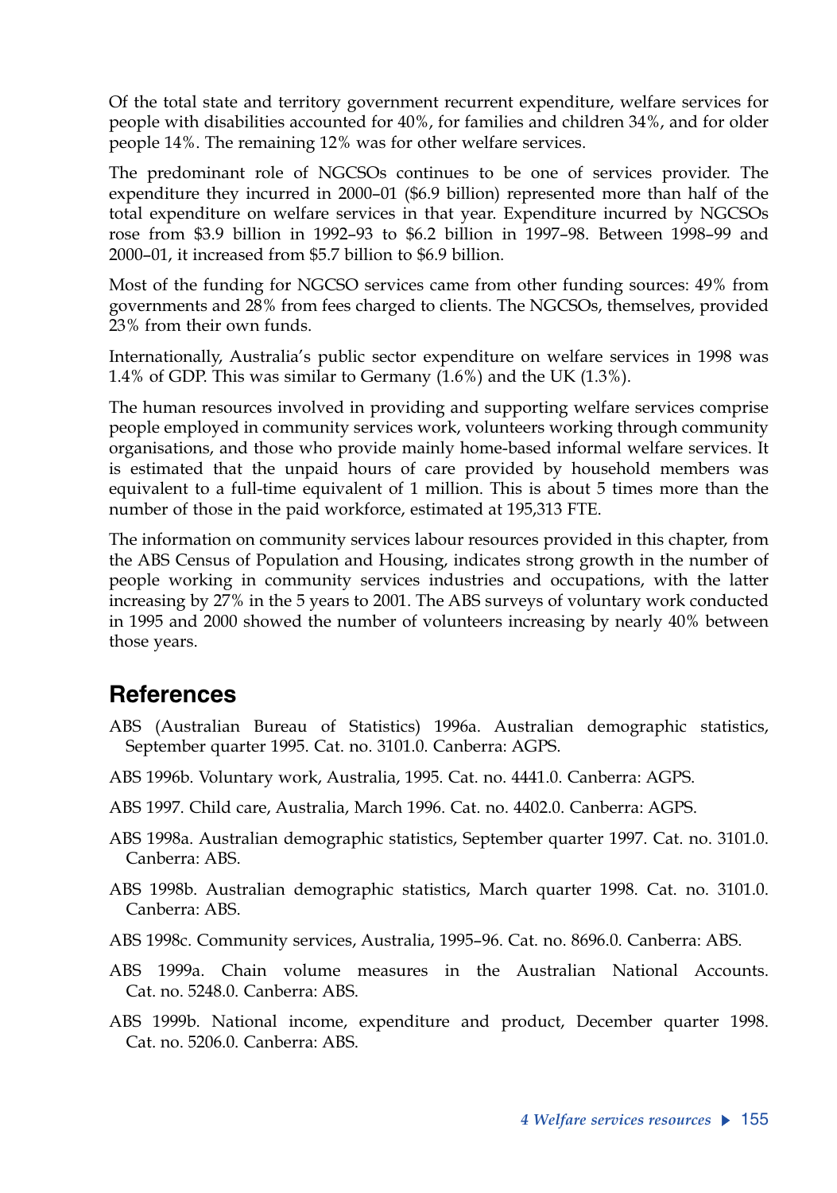Of the total state and territory government recurrent expenditure, welfare services for people with disabilities accounted for 40%, for families and children 34%, and for older people 14%. The remaining 12% was for other welfare services.

The predominant role of NGCSOs continues to be one of services provider. The expenditure they incurred in 2000–01 ($6.9 billion) represented more than half of the total expenditure on welfare services in that year. Expenditure incurred by NGCSOs rose from $3.9 billion in 1992–93 to $6.2 billion in 1997–98. Between 1998–99 and 2000–01, it increased from $5.7 billion to $6.9 billion.

Most of the funding for NGCSO services came from other funding sources: 49% from governments and 28% from fees charged to clients. The NGCSOs, themselves, provided 23% from their own funds.

Internationally, Australia's public sector expenditure on welfare services in 1998 was 1.4% of GDP. This was similar to Germany (1.6%) and the UK (1.3%).

The human resources involved in providing and supporting welfare services comprise people employed in community services work, volunteers working through community organisations, and those who provide mainly home-based informal welfare services. It is estimated that the unpaid hours of care provided by household members was equivalent to a full-time equivalent of 1 million. This is about 5 times more than the number of those in the paid workforce, estimated at 195,313 FTE.

The information on community services labour resources provided in this chapter, from the ABS Census of Population and Housing, indicates strong growth in the number of people working in community services industries and occupations, with the latter increasing by 27% in the 5 years to 2001. The ABS surveys of voluntary work conducted in 1995 and 2000 showed the number of volunteers increasing by nearly 40% between those years.

## References

ABS (Australian Bureau of Statistics) 1996a. Australian demographic statistics, September quarter 1995. Cat. no. 3101.0. Canberra: AGPS.

ABS 1996b. Voluntary work, Australia, 1995. Cat. no. 4441.0. Canberra: AGPS.

ABS 1997. Child care, Australia, March 1996. Cat. no. 4402.0. Canberra: AGPS.

ABS 1998a. Australian demographic statistics, September quarter 1997. Cat. no. 3101.0. Canberra: ABS.

ABS 1998b. Australian demographic statistics, March quarter 1998. Cat. no. 3101.0. Canberra: ABS.

ABS 1998c. Community services, Australia, 1995–96. Cat. no. 8696.0. Canberra: ABS.

ABS 1999a. Chain volume measures in the Australian National Accounts. Cat. no. 5248.0. Canberra: ABS.

ABS 1999b. National income, expenditure and product, December quarter 1998. Cat. no. 5206.0. Canberra: ABS.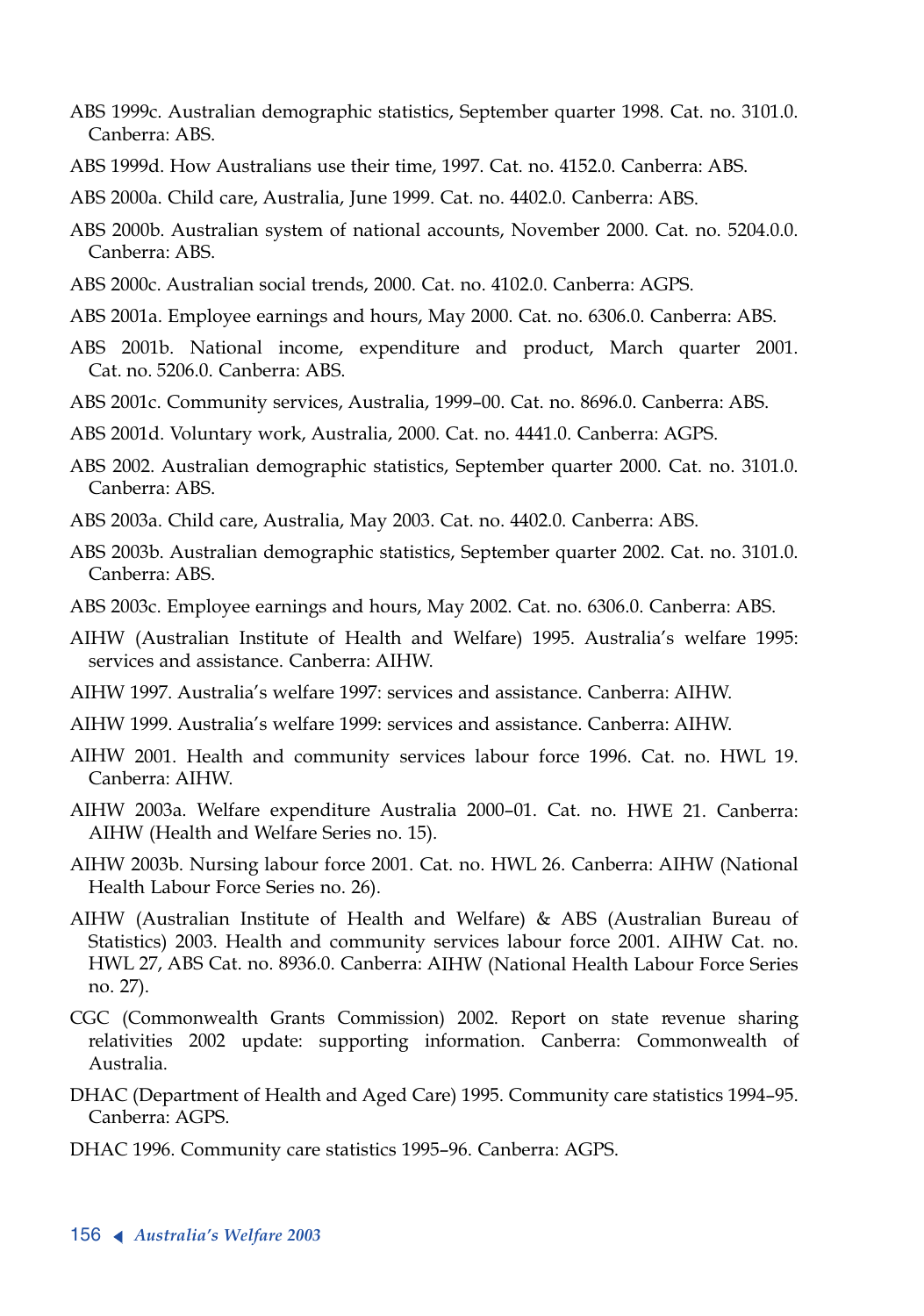ABS 1999c. Australian demographic statistics, September quarter 1998. Cat. no. 3101.0. Canberra: ABS.

ABS 1999d. How Australians use their time, 1997. Cat. no. 4152.0. Canberra: ABS.

ABS 2000a. Child care, Australia, June 1999. Cat. no. 4402.0. Canberra: ABS.

ABS 2000b. Australian system of national accounts, November 2000. Cat. no. 5204.0.0. Canberra: ABS.

ABS 2000c. Australian social trends, 2000. Cat. no. 4102.0. Canberra: AGPS.

ABS 2001a. Employee earnings and hours, May 2000. Cat. no. 6306.0. Canberra: ABS.

ABS 2001b. National income, expenditure and product, March quarter 2001. Cat. no. 5206.0. Canberra: ABS.

ABS 2001c. Community services, Australia, 1999–00. Cat. no. 8696.0. Canberra: ABS.

ABS 2001d. Voluntary work, Australia, 2000. Cat. no. 4441.0. Canberra: AGPS.

ABS 2002. Australian demographic statistics, September quarter 2000. Cat. no. 3101.0. Canberra: ABS.

ABS 2003a. Child care, Australia, May 2003. Cat. no. 4402.0. Canberra: ABS.

ABS 2003b. Australian demographic statistics, September quarter 2002. Cat. no. 3101.0. Canberra: ABS.

ABS 2003c. Employee earnings and hours, May 2002. Cat. no. 6306.0. Canberra: ABS.

AIHW (Australian Institute of Health and Welfare) 1995. Australia's welfare 1995: services and assistance. Canberra: AIHW.

AIHW 1997. Australia's welfare 1997: services and assistance. Canberra: AIHW.

AIHW 1999. Australia's welfare 1999: services and assistance. Canberra: AIHW.

AIHW 2001. Health and community services labour force 1996. Cat. no. HWL 19. Canberra: AIHW.

AIHW 2003a. Welfare expenditure Australia 2000–01. Cat. no. HWE 21. Canberra: AIHW (Health and Welfare Series no. 15).

AIHW 2003b. Nursing labour force 2001. Cat. no. HWL 26. Canberra: AIHW (National Health Labour Force Series no. 26).

AIHW (Australian Institute of Health and Welfare) & ABS (Australian Bureau of Statistics) 2003. Health and community services labour force 2001. AIHW Cat. no. HWL 27, ABS Cat. no. 8936.0. Canberra: AIHW (National Health Labour Force Series no. 27).

CGC (Commonwealth Grants Commission) 2002. Report on state revenue sharing relativities 2002 update: supporting information. Canberra: Commonwealth of Australia.

DHAC (Department of Health and Aged Care) 1995. Community care statistics 1994–95. Canberra: AGPS.

DHAC 1996. Community care statistics 1995–96. Canberra: AGPS.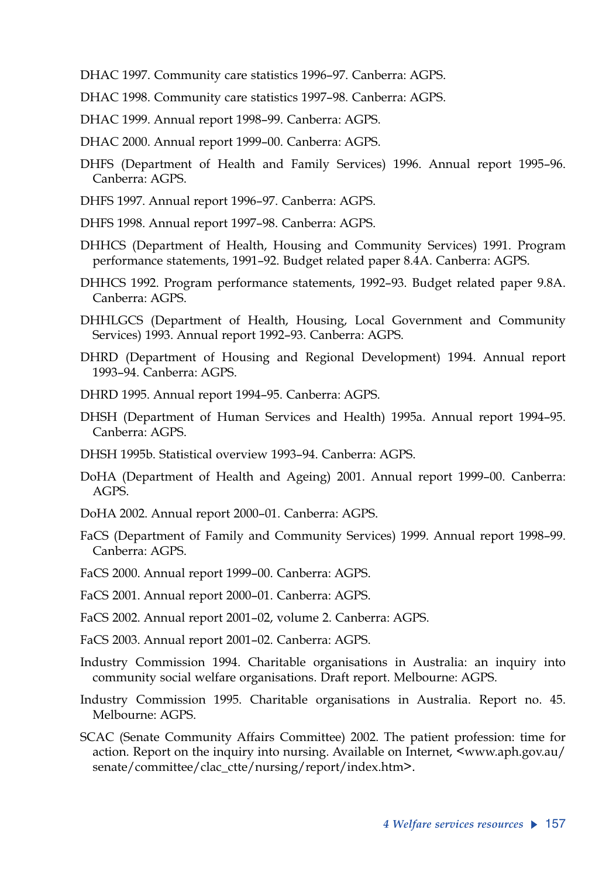DHAC 1997. Community care statistics 1996–97. Canberra: AGPS.

DHAC 1998. Community care statistics 1997–98. Canberra: AGPS.

DHAC 1999. Annual report 1998–99. Canberra: AGPS.

DHAC 2000. Annual report 1999–00. Canberra: AGPS.

DHFS (Department of Health and Family Services) 1996. Annual report 1995–96. Canberra: AGPS.

DHFS 1997. Annual report 1996–97. Canberra: AGPS.

DHFS 1998. Annual report 1997–98. Canberra: AGPS.

DHHCS (Department of Health, Housing and Community Services) 1991. Program performance statements, 1991–92. Budget related paper 8.4A. Canberra: AGPS.

DHHCS 1992. Program performance statements, 1992–93. Budget related paper 9.8A. Canberra: AGPS.

DHHLGCS (Department of Health, Housing, Local Government and Community Services) 1993. Annual report 1992–93. Canberra: AGPS.

DHRD (Department of Housing and Regional Development) 1994. Annual report 1993–94. Canberra: AGPS.

DHRD 1995. Annual report 1994–95. Canberra: AGPS.

DHSH (Department of Human Services and Health) 1995a. Annual report 1994–95. Canberra: AGPS.

DHSH 1995b. Statistical overview 1993–94. Canberra: AGPS.

DoHA (Department of Health and Ageing) 2001. Annual report 1999–00. Canberra: AGPS.

DoHA 2002. Annual report 2000–01. Canberra: AGPS.

FaCS (Department of Family and Community Services) 1999. Annual report 1998–99. Canberra: AGPS.

FaCS 2000. Annual report 1999–00. Canberra: AGPS.

FaCS 2001. Annual report 2000–01. Canberra: AGPS.

FaCS 2002. Annual report 2001–02, volume 2. Canberra: AGPS.

FaCS 2003. Annual report 2001–02. Canberra: AGPS.

Industry Commission 1994. Charitable organisations in Australia: an inquiry into community social welfare organisations. Draft report. Melbourne: AGPS.

Industry Commission 1995. Charitable organisations in Australia. Report no. 45. Melbourne: AGPS.

SCAC (Senate Community Affairs Committee) 2002. The patient profession: time for action. Report on the inquiry into nursing. Available on Internet, <www.aph.gov.au/senate/committee/clac_ctte/nursing/report/index.htm>.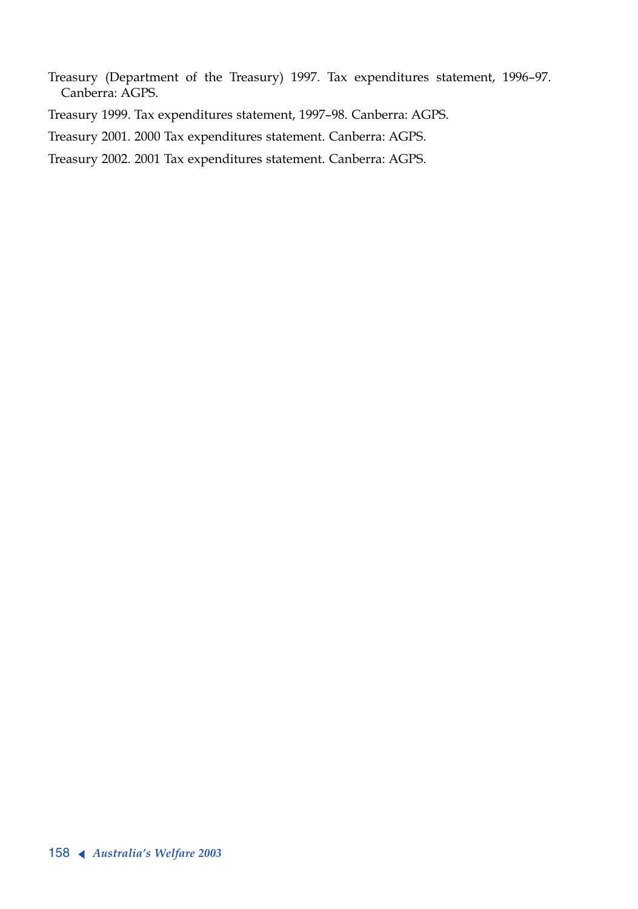Treasury (Department of the Treasury) 1997. Tax expenditures statement, 1996–97. Canberra: AGPS.

Treasury 1999. Tax expenditures statement, 1997–98. Canberra: AGPS.

Treasury 2001. 2000 Tax expenditures statement. Canberra: AGPS.

Treasury 2002. 2001 Tax expenditures statement. Canberra: AGPS.